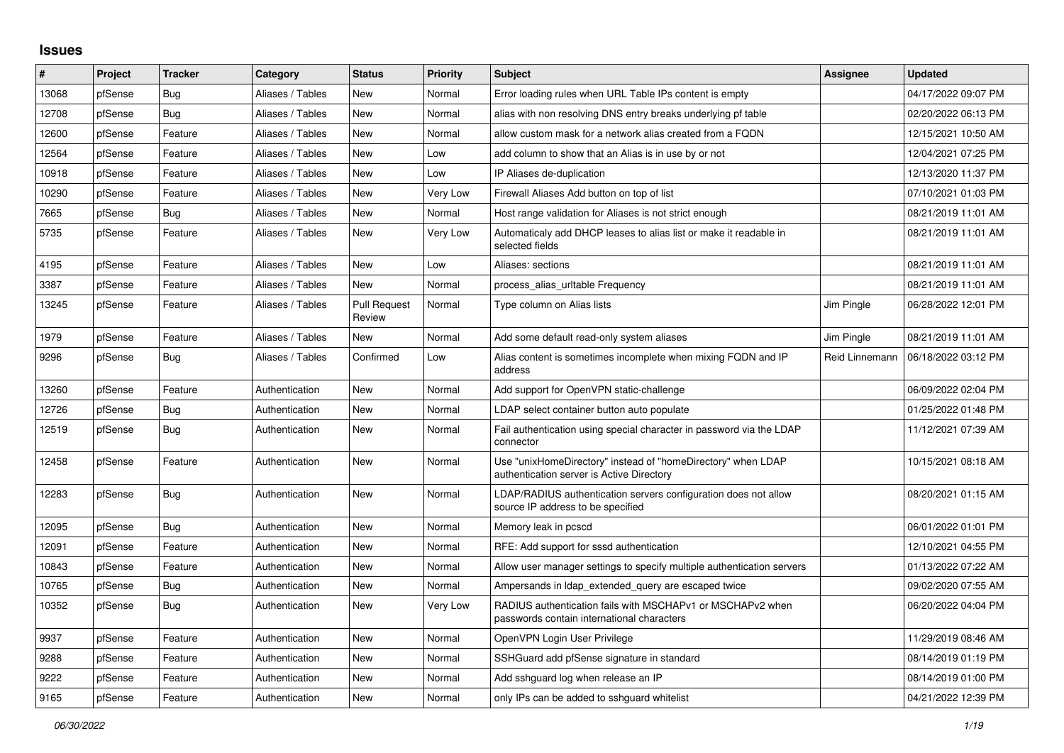## Issues

| # | Project | Tracker | Category | Status | Priority | Subject | Assignee | Updated |
|---|---|---|---|---|---|---|---|---|
| 13068 | pfSense | Bug | Aliases / Tables | New | Normal | Error loading rules when URL Table IPs content is empty | | 04/17/2022 09:07 PM |
| 12708 | pfSense | Bug | Aliases / Tables | New | Normal | alias with non resolving DNS entry breaks underlying pf table | | 02/20/2022 06:13 PM |
| 12600 | pfSense | Feature | Aliases / Tables | New | Normal | allow custom mask for a network alias created from a FQDN | | 12/15/2021 10:50 AM |
| 12564 | pfSense | Feature | Aliases / Tables | New | Low | add column to show that an Alias is in use by or not | | 12/04/2021 07:25 PM |
| 10918 | pfSense | Feature | Aliases / Tables | New | Low | IP Aliases de-duplication | | 12/13/2020 11:37 PM |
| 10290 | pfSense | Feature | Aliases / Tables | New | Very Low | Firewall Aliases Add button on top of list | | 07/10/2021 01:03 PM |
| 7665 | pfSense | Bug | Aliases / Tables | New | Normal | Host range validation for Aliases is not strict enough | | 08/21/2019 11:01 AM |
| 5735 | pfSense | Feature | Aliases / Tables | New | Very Low | Automaticaly add DHCP leases to alias list or make it readable in selected fields | | 08/21/2019 11:01 AM |
| 4195 | pfSense | Feature | Aliases / Tables | New | Low | Aliases: sections | | 08/21/2019 11:01 AM |
| 3387 | pfSense | Feature | Aliases / Tables | New | Normal | process_alias_urltable Frequency | | 08/21/2019 11:01 AM |
| 13245 | pfSense | Feature | Aliases / Tables | Pull Request Review | Normal | Type column on Alias lists | Jim Pingle | 06/28/2022 12:01 PM |
| 1979 | pfSense | Feature | Aliases / Tables | New | Normal | Add some default read-only system aliases | Jim Pingle | 08/21/2019 11:01 AM |
| 9296 | pfSense | Bug | Aliases / Tables | Confirmed | Low | Alias content is sometimes incomplete when mixing FQDN and IP address | Reid Linnemann | 06/18/2022 03:12 PM |
| 13260 | pfSense | Feature | Authentication | New | Normal | Add support for OpenVPN static-challenge | | 06/09/2022 02:04 PM |
| 12726 | pfSense | Bug | Authentication | New | Normal | LDAP select container button auto populate | | 01/25/2022 01:48 PM |
| 12519 | pfSense | Bug | Authentication | New | Normal | Fail authentication using special character in password via the LDAP connector | | 11/12/2021 07:39 AM |
| 12458 | pfSense | Feature | Authentication | New | Normal | Use "unixHomeDirectory" instead of "homeDirectory" when LDAP authentication server is Active Directory | | 10/15/2021 08:18 AM |
| 12283 | pfSense | Bug | Authentication | New | Normal | LDAP/RADIUS authentication servers configuration does not allow source IP address to be specified | | 08/20/2021 01:15 AM |
| 12095 | pfSense | Bug | Authentication | New | Normal | Memory leak in pcscd | | 06/01/2022 01:01 PM |
| 12091 | pfSense | Feature | Authentication | New | Normal | RFE: Add support for sssd authentication | | 12/10/2021 04:55 PM |
| 10843 | pfSense | Feature | Authentication | New | Normal | Allow user manager settings to specify multiple authentication servers | | 01/13/2022 07:22 AM |
| 10765 | pfSense | Bug | Authentication | New | Normal | Ampersands in ldap_extended_query are escaped twice | | 09/02/2020 07:55 AM |
| 10352 | pfSense | Bug | Authentication | New | Very Low | RADIUS authentication fails with MSCHAPv1 or MSCHAPv2 when passwords contain international characters | | 06/20/2022 04:04 PM |
| 9937 | pfSense | Feature | Authentication | New | Normal | OpenVPN Login User Privilege | | 11/29/2019 08:46 AM |
| 9288 | pfSense | Feature | Authentication | New | Normal | SSHGuard add pfSense signature in standard | | 08/14/2019 01:19 PM |
| 9222 | pfSense | Feature | Authentication | New | Normal | Add sshguard log when release an IP | | 08/14/2019 01:00 PM |
| 9165 | pfSense | Feature | Authentication | New | Normal | only IPs can be added to sshguard whitelist | | 04/21/2022 12:39 PM |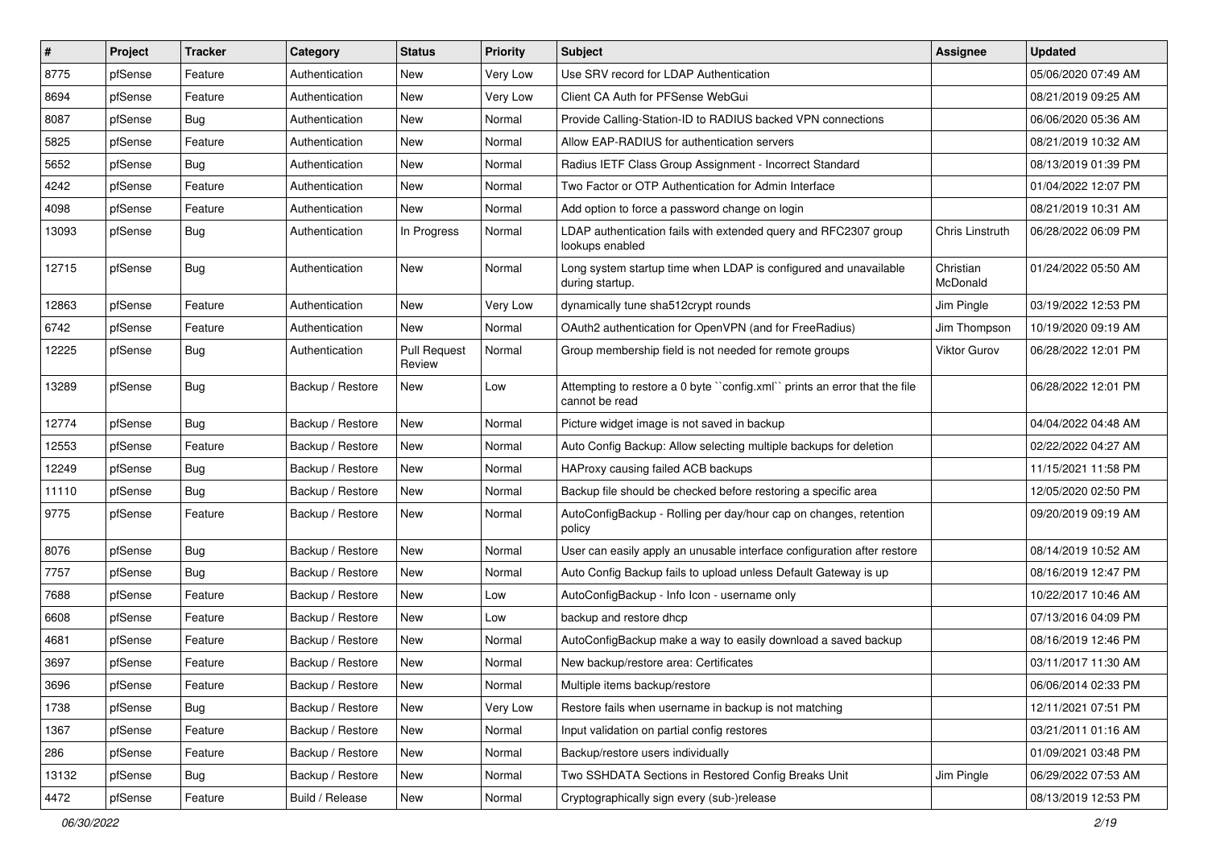| # | Project | Tracker | Category | Status | Priority | Subject | Assignee | Updated |
|---|---|---|---|---|---|---|---|---|
| 8775 | pfSense | Feature | Authentication | New | Very Low | Use SRV record for LDAP Authentication | | 05/06/2020 07:49 AM |
| 8694 | pfSense | Feature | Authentication | New | Very Low | Client CA Auth for PFSense WebGui | | 08/21/2019 09:25 AM |
| 8087 | pfSense | Bug | Authentication | New | Normal | Provide Calling-Station-ID to RADIUS backed VPN connections | | 06/06/2020 05:36 AM |
| 5825 | pfSense | Feature | Authentication | New | Normal | Allow EAP-RADIUS for authentication servers | | 08/21/2019 10:32 AM |
| 5652 | pfSense | Bug | Authentication | New | Normal | Radius IETF Class Group Assignment - Incorrect Standard | | 08/13/2019 01:39 PM |
| 4242 | pfSense | Feature | Authentication | New | Normal | Two Factor or OTP Authentication for Admin Interface | | 01/04/2022 12:07 PM |
| 4098 | pfSense | Feature | Authentication | New | Normal | Add option to force a password change on login | | 08/21/2019 10:31 AM |
| 13093 | pfSense | Bug | Authentication | In Progress | Normal | LDAP authentication fails with extended query and RFC2307 group lookups enabled | Chris Linstruth | 06/28/2022 06:09 PM |
| 12715 | pfSense | Bug | Authentication | New | Normal | Long system startup time when LDAP is configured and unavailable during startup. | Christian McDonald | 01/24/2022 05:50 AM |
| 12863 | pfSense | Feature | Authentication | New | Very Low | dynamically tune sha512crypt rounds | Jim Pingle | 03/19/2022 12:53 PM |
| 6742 | pfSense | Feature | Authentication | New | Normal | OAuth2 authentication for OpenVPN (and for FreeRadius) | Jim Thompson | 10/19/2020 09:19 AM |
| 12225 | pfSense | Bug | Authentication | Pull Request Review | Normal | Group membership field is not needed for remote groups | Viktor Gurov | 06/28/2022 12:01 PM |
| 13289 | pfSense | Bug | Backup / Restore | New | Low | Attempting to restore a 0 byte ``config.xml`` prints an error that the file cannot be read | | 06/28/2022 12:01 PM |
| 12774 | pfSense | Bug | Backup / Restore | New | Normal | Picture widget image is not saved in backup | | 04/04/2022 04:48 AM |
| 12553 | pfSense | Feature | Backup / Restore | New | Normal | Auto Config Backup: Allow selecting multiple backups for deletion | | 02/22/2022 04:27 AM |
| 12249 | pfSense | Bug | Backup / Restore | New | Normal | HAProxy causing failed ACB backups | | 11/15/2021 11:58 PM |
| 11110 | pfSense | Bug | Backup / Restore | New | Normal | Backup file should be checked before restoring a specific area | | 12/05/2020 02:50 PM |
| 9775 | pfSense | Feature | Backup / Restore | New | Normal | AutoConfigBackup - Rolling per day/hour cap on changes, retention policy | | 09/20/2019 09:19 AM |
| 8076 | pfSense | Bug | Backup / Restore | New | Normal | User can easily apply an unusable interface configuration after restore | | 08/14/2019 10:52 AM |
| 7757 | pfSense | Bug | Backup / Restore | New | Normal | Auto Config Backup fails to upload unless Default Gateway is up | | 08/16/2019 12:47 PM |
| 7688 | pfSense | Feature | Backup / Restore | New | Low | AutoConfigBackup - Info Icon - username only | | 10/22/2017 10:46 AM |
| 6608 | pfSense | Feature | Backup / Restore | New | Low | backup and restore dhcp | | 07/13/2016 04:09 PM |
| 4681 | pfSense | Feature | Backup / Restore | New | Normal | AutoConfigBackup make a way to easily download a saved backup | | 08/16/2019 12:46 PM |
| 3697 | pfSense | Feature | Backup / Restore | New | Normal | New backup/restore area: Certificates | | 03/11/2017 11:30 AM |
| 3696 | pfSense | Feature | Backup / Restore | New | Normal | Multiple items backup/restore | | 06/06/2014 02:33 PM |
| 1738 | pfSense | Bug | Backup / Restore | New | Very Low | Restore fails when username in backup is not matching | | 12/11/2021 07:51 PM |
| 1367 | pfSense | Feature | Backup / Restore | New | Normal | Input validation on partial config restores | | 03/21/2011 01:16 AM |
| 286 | pfSense | Feature | Backup / Restore | New | Normal | Backup/restore users individually | | 01/09/2021 03:48 PM |
| 13132 | pfSense | Bug | Backup / Restore | New | Normal | Two SSHDATA Sections in Restored Config Breaks Unit | Jim Pingle | 06/29/2022 07:53 AM |
| 4472 | pfSense | Feature | Build / Release | New | Normal | Cryptographically sign every (sub-)release | | 08/13/2019 12:53 PM |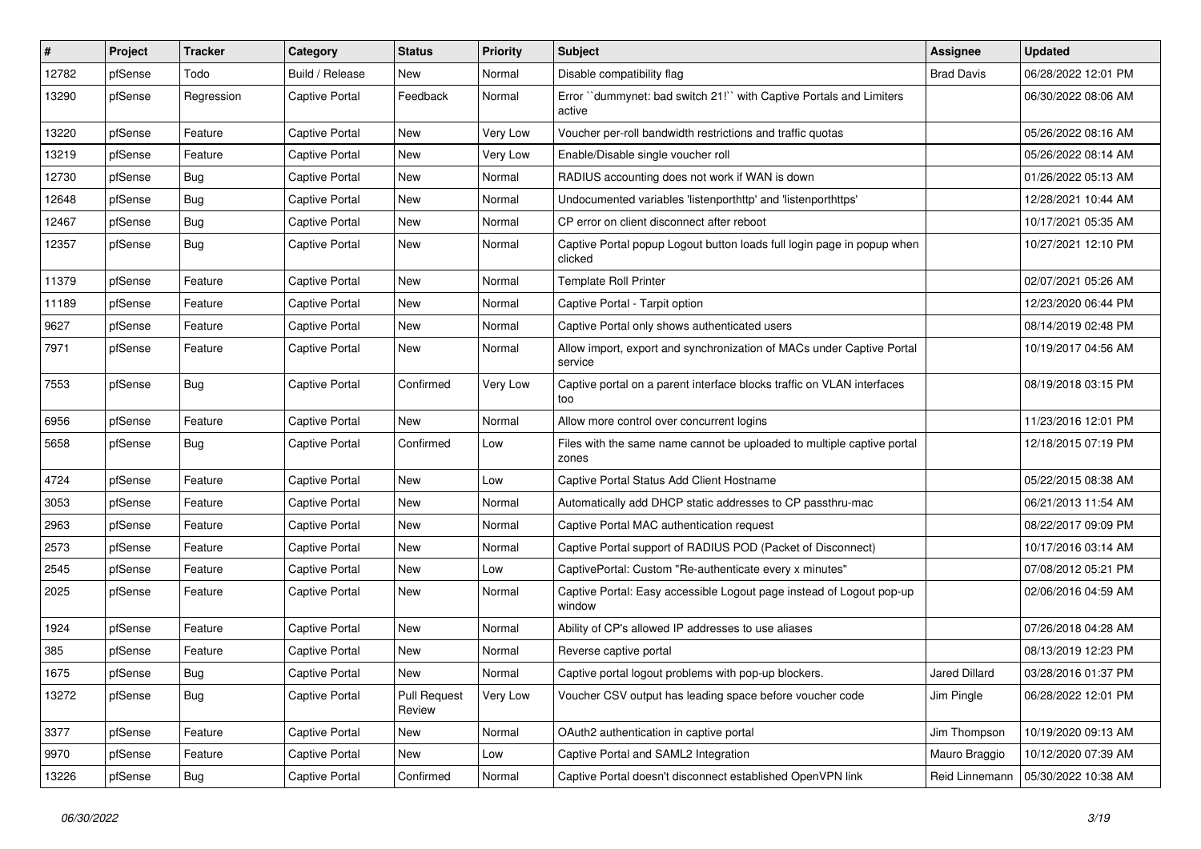| # | Project | Tracker | Category | Status | Priority | Subject | Assignee | Updated |
|---|---|---|---|---|---|---|---|---|
| 12782 | pfSense | Todo | Build / Release | New | Normal | Disable compatibility flag | Brad Davis | 06/28/2022 12:01 PM |
| 13290 | pfSense | Regression | Captive Portal | Feedback | Normal | Error ``dummynet: bad switch 21!`` with Captive Portals and Limiters active | | 06/30/2022 08:06 AM |
| 13220 | pfSense | Feature | Captive Portal | New | Very Low | Voucher per-roll bandwidth restrictions and traffic quotas | | 05/26/2022 08:16 AM |
| 13219 | pfSense | Feature | Captive Portal | New | Very Low | Enable/Disable single voucher roll | | 05/26/2022 08:14 AM |
| 12730 | pfSense | Bug | Captive Portal | New | Normal | RADIUS accounting does not work if WAN is down | | 01/26/2022 05:13 AM |
| 12648 | pfSense | Bug | Captive Portal | New | Normal | Undocumented variables 'listenporthttp' and 'listenporthttps' | | 12/28/2021 10:44 AM |
| 12467 | pfSense | Bug | Captive Portal | New | Normal | CP error on client disconnect after reboot | | 10/17/2021 05:35 AM |
| 12357 | pfSense | Bug | Captive Portal | New | Normal | Captive Portal popup Logout button loads full login page in popup when clicked | | 10/27/2021 12:10 PM |
| 11379 | pfSense | Feature | Captive Portal | New | Normal | Template Roll Printer | | 02/07/2021 05:26 AM |
| 11189 | pfSense | Feature | Captive Portal | New | Normal | Captive Portal - Tarpit option | | 12/23/2020 06:44 PM |
| 9627 | pfSense | Feature | Captive Portal | New | Normal | Captive Portal only shows authenticated users | | 08/14/2019 02:48 PM |
| 7971 | pfSense | Feature | Captive Portal | New | Normal | Allow import, export and synchronization of MACs under Captive Portal service | | 10/19/2017 04:56 AM |
| 7553 | pfSense | Bug | Captive Portal | Confirmed | Very Low | Captive portal on a parent interface blocks traffic on VLAN interfaces too | | 08/19/2018 03:15 PM |
| 6956 | pfSense | Feature | Captive Portal | New | Normal | Allow more control over concurrent logins | | 11/23/2016 12:01 PM |
| 5658 | pfSense | Bug | Captive Portal | Confirmed | Low | Files with the same name cannot be uploaded to multiple captive portal zones | | 12/18/2015 07:19 PM |
| 4724 | pfSense | Feature | Captive Portal | New | Low | Captive Portal Status Add Client Hostname | | 05/22/2015 08:38 AM |
| 3053 | pfSense | Feature | Captive Portal | New | Normal | Automatically add DHCP static addresses to CP passthru-mac | | 06/21/2013 11:54 AM |
| 2963 | pfSense | Feature | Captive Portal | New | Normal | Captive Portal MAC authentication request | | 08/22/2017 09:09 PM |
| 2573 | pfSense | Feature | Captive Portal | New | Normal | Captive Portal support of RADIUS POD (Packet of Disconnect) | | 10/17/2016 03:14 AM |
| 2545 | pfSense | Feature | Captive Portal | New | Low | CaptivePortal: Custom "Re-authenticate every x minutes" | | 07/08/2012 05:21 PM |
| 2025 | pfSense | Feature | Captive Portal | New | Normal | Captive Portal: Easy accessible Logout page instead of Logout pop-up window | | 02/06/2016 04:59 AM |
| 1924 | pfSense | Feature | Captive Portal | New | Normal | Ability of CP's allowed IP addresses to use aliases | | 07/26/2018 04:28 AM |
| 385 | pfSense | Feature | Captive Portal | New | Normal | Reverse captive portal | | 08/13/2019 12:23 PM |
| 1675 | pfSense | Bug | Captive Portal | New | Normal | Captive portal logout problems with pop-up blockers. | Jared Dillard | 03/28/2016 01:37 PM |
| 13272 | pfSense | Bug | Captive Portal | Pull Request Review | Very Low | Voucher CSV output has leading space before voucher code | Jim Pingle | 06/28/2022 12:01 PM |
| 3377 | pfSense | Feature | Captive Portal | New | Normal | OAuth2 authentication in captive portal | Jim Thompson | 10/19/2020 09:13 AM |
| 9970 | pfSense | Feature | Captive Portal | New | Low | Captive Portal and SAML2 Integration | Mauro Braggio | 10/12/2020 07:39 AM |
| 13226 | pfSense | Bug | Captive Portal | Confirmed | Normal | Captive Portal doesn't disconnect established OpenVPN link | Reid Linnemann | 05/30/2022 10:38 AM |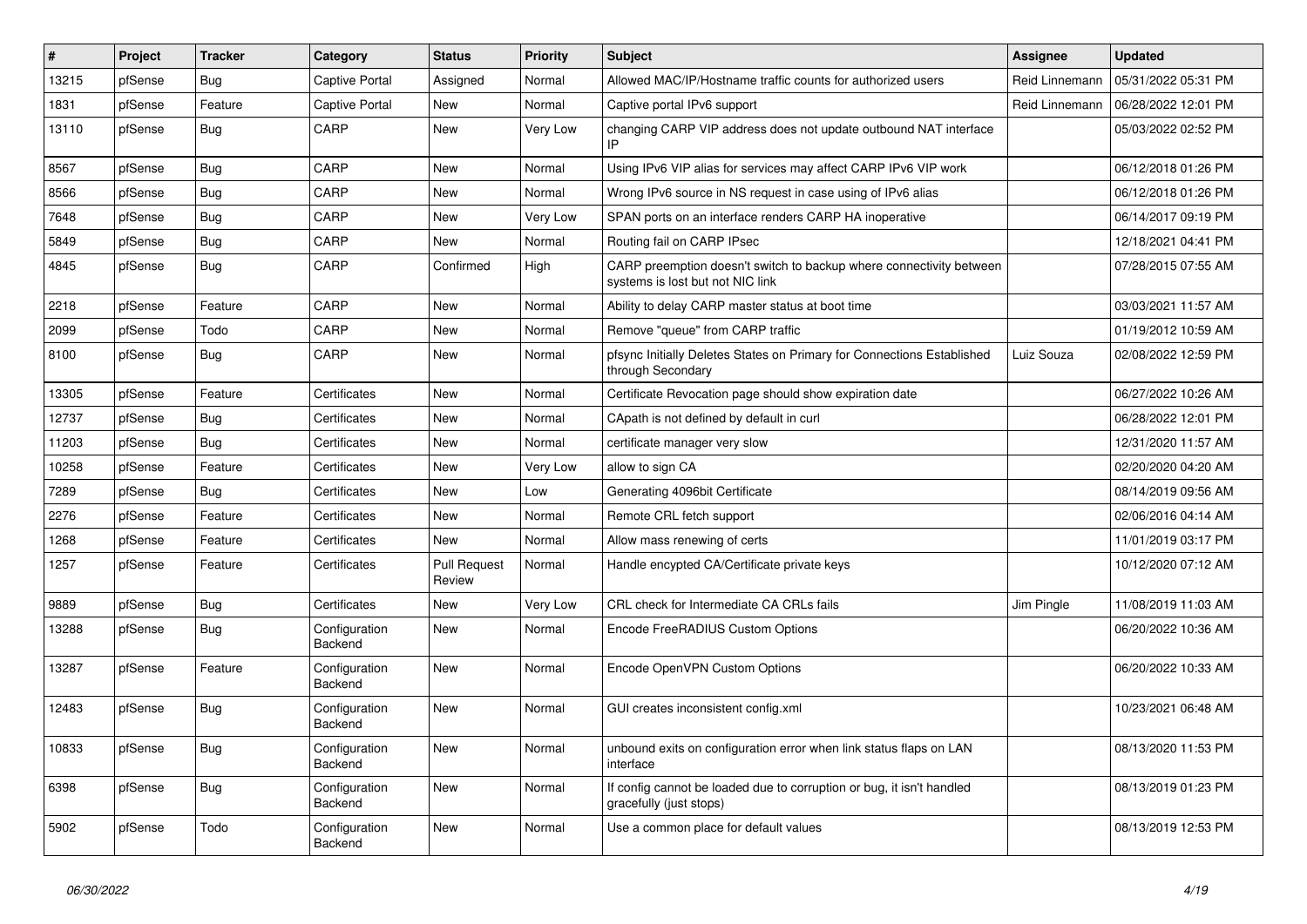| # | Project | Tracker | Category | Status | Priority | Subject | Assignee | Updated |
|---|---|---|---|---|---|---|---|---|
| 13215 | pfSense | Bug | Captive Portal | Assigned | Normal | Allowed MAC/IP/Hostname traffic counts for authorized users | Reid Linnemann | 05/31/2022 05:31 PM |
| 1831 | pfSense | Feature | Captive Portal | New | Normal | Captive portal IPv6 support | Reid Linnemann | 06/28/2022 12:01 PM |
| 13110 | pfSense | Bug | CARP | New | Very Low | changing CARP VIP address does not update outbound NAT interface IP | | 05/03/2022 02:52 PM |
| 8567 | pfSense | Bug | CARP | New | Normal | Using IPv6 VIP alias for services may affect CARP IPv6 VIP work | | 06/12/2018 01:26 PM |
| 8566 | pfSense | Bug | CARP | New | Normal | Wrong IPv6 source in NS request in case using of IPv6 alias | | 06/12/2018 01:26 PM |
| 7648 | pfSense | Bug | CARP | New | Very Low | SPAN ports on an interface renders CARP HA inoperative | | 06/14/2017 09:19 PM |
| 5849 | pfSense | Bug | CARP | New | Normal | Routing fail on CARP IPsec | | 12/18/2021 04:41 PM |
| 4845 | pfSense | Bug | CARP | Confirmed | High | CARP preemption doesn't switch to backup where connectivity between systems is lost but not NIC link | | 07/28/2015 07:55 AM |
| 2218 | pfSense | Feature | CARP | New | Normal | Ability to delay CARP master status at boot time | | 03/03/2021 11:57 AM |
| 2099 | pfSense | Todo | CARP | New | Normal | Remove "queue" from CARP traffic | | 01/19/2012 10:59 AM |
| 8100 | pfSense | Bug | CARP | New | Normal | pfsync Initially Deletes States on Primary for Connections Established through Secondary | Luiz Souza | 02/08/2022 12:59 PM |
| 13305 | pfSense | Feature | Certificates | New | Normal | Certificate Revocation page should show expiration date | | 06/27/2022 10:26 AM |
| 12737 | pfSense | Bug | Certificates | New | Normal | CApath is not defined by default in curl | | 06/28/2022 12:01 PM |
| 11203 | pfSense | Bug | Certificates | New | Normal | certificate manager very slow | | 12/31/2020 11:57 AM |
| 10258 | pfSense | Feature | Certificates | New | Very Low | allow to sign CA | | 02/20/2020 04:20 AM |
| 7289 | pfSense | Bug | Certificates | New | Low | Generating 4096bit Certificate | | 08/14/2019 09:56 AM |
| 2276 | pfSense | Feature | Certificates | New | Normal | Remote CRL fetch support | | 02/06/2016 04:14 AM |
| 1268 | pfSense | Feature | Certificates | New | Normal | Allow mass renewing of certs | | 11/01/2019 03:17 PM |
| 1257 | pfSense | Feature | Certificates | Pull Request Review | Normal | Handle encypted CA/Certificate private keys | | 10/12/2020 07:12 AM |
| 9889 | pfSense | Bug | Certificates | New | Very Low | CRL check for Intermediate CA CRLs fails | Jim Pingle | 11/08/2019 11:03 AM |
| 13288 | pfSense | Bug | Configuration Backend | New | Normal | Encode FreeRADIUS Custom Options | | 06/20/2022 10:36 AM |
| 13287 | pfSense | Feature | Configuration Backend | New | Normal | Encode OpenVPN Custom Options | | 06/20/2022 10:33 AM |
| 12483 | pfSense | Bug | Configuration Backend | New | Normal | GUI creates inconsistent config.xml | | 10/23/2021 06:48 AM |
| 10833 | pfSense | Bug | Configuration Backend | New | Normal | unbound exits on configuration error when link status flaps on LAN interface | | 08/13/2020 11:53 PM |
| 6398 | pfSense | Bug | Configuration Backend | New | Normal | If config cannot be loaded due to corruption or bug, it isn't handled gracefully (just stops) | | 08/13/2019 01:23 PM |
| 5902 | pfSense | Todo | Configuration Backend | New | Normal | Use a common place for default values | | 08/13/2019 12:53 PM |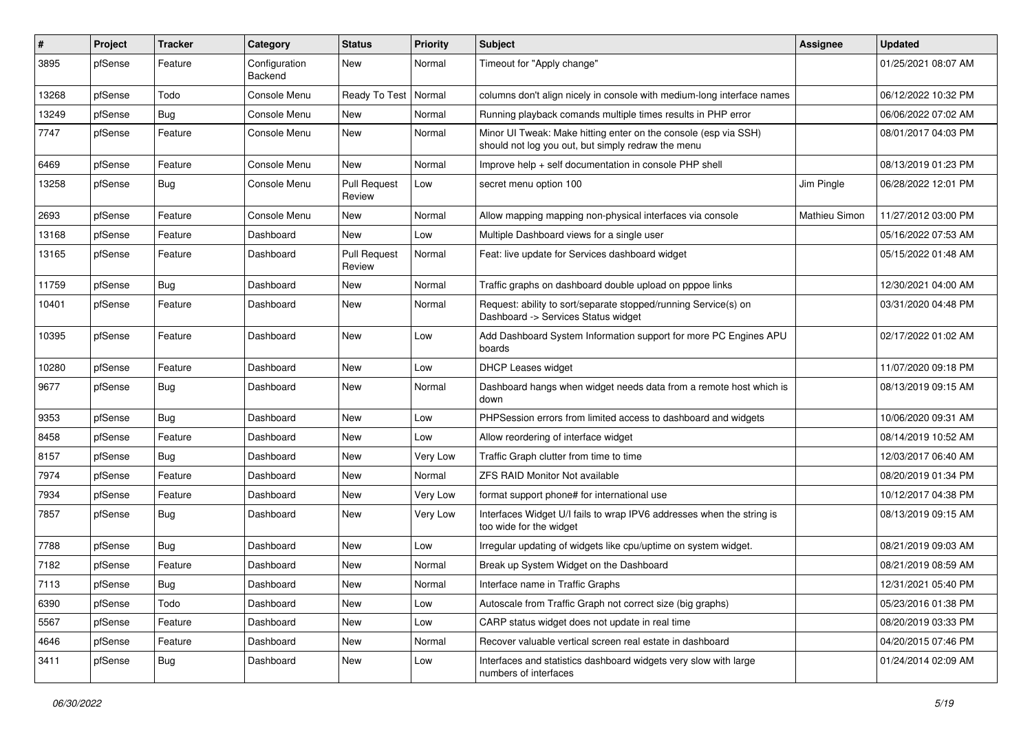| # | Project | Tracker | Category | Status | Priority | Subject | Assignee | Updated |
|---|---|---|---|---|---|---|---|---|
| 3895 | pfSense | Feature | Configuration Backend | New | Normal | Timeout for "Apply change" | | 01/25/2021 08:07 AM |
| 13268 | pfSense | Todo | Console Menu | Ready To Test | Normal | columns don't align nicely in console with medium-long interface names | | 06/12/2022 10:32 PM |
| 13249 | pfSense | Bug | Console Menu | New | Normal | Running playback comands multiple times results in PHP error | | 06/06/2022 07:02 AM |
| 7747 | pfSense | Feature | Console Menu | New | Normal | Minor UI Tweak: Make hitting enter on the console (esp via SSH) should not log you out, but simply redraw the menu | | 08/01/2017 04:03 PM |
| 6469 | pfSense | Feature | Console Menu | New | Normal | Improve help + self documentation in console PHP shell | | 08/13/2019 01:23 PM |
| 13258 | pfSense | Bug | Console Menu | Pull Request Review | Low | secret menu option 100 | Jim Pingle | 06/28/2022 12:01 PM |
| 2693 | pfSense | Feature | Console Menu | New | Normal | Allow mapping mapping non-physical interfaces via console | Mathieu Simon | 11/27/2012 03:00 PM |
| 13168 | pfSense | Feature | Dashboard | New | Low | Multiple Dashboard views for a single user | | 05/16/2022 07:53 AM |
| 13165 | pfSense | Feature | Dashboard | Pull Request Review | Normal | Feat: live update for Services dashboard widget | | 05/15/2022 01:48 AM |
| 11759 | pfSense | Bug | Dashboard | New | Normal | Traffic graphs on dashboard double upload on pppoe links | | 12/30/2021 04:00 AM |
| 10401 | pfSense | Feature | Dashboard | New | Normal | Request: ability to sort/separate stopped/running Service(s) on Dashboard -> Services Status widget | | 03/31/2020 04:48 PM |
| 10395 | pfSense | Feature | Dashboard | New | Low | Add Dashboard System Information support for more PC Engines APU boards | | 02/17/2022 01:02 AM |
| 10280 | pfSense | Feature | Dashboard | New | Low | DHCP Leases widget | | 11/07/2020 09:18 PM |
| 9677 | pfSense | Bug | Dashboard | New | Normal | Dashboard hangs when widget needs data from a remote host which is down | | 08/13/2019 09:15 AM |
| 9353 | pfSense | Bug | Dashboard | New | Low | PHPSession errors from limited access to dashboard and widgets | | 10/06/2020 09:31 AM |
| 8458 | pfSense | Feature | Dashboard | New | Low | Allow reordering of interface widget | | 08/14/2019 10:52 AM |
| 8157 | pfSense | Bug | Dashboard | New | Very Low | Traffic Graph clutter from time to time | | 12/03/2017 06:40 AM |
| 7974 | pfSense | Feature | Dashboard | New | Normal | ZFS RAID Monitor Not available | | 08/20/2019 01:34 PM |
| 7934 | pfSense | Feature | Dashboard | New | Very Low | format support phone# for international use | | 10/12/2017 04:38 PM |
| 7857 | pfSense | Bug | Dashboard | New | Very Low | Interfaces Widget U/I fails to wrap IPV6 addresses when the string is too wide for the widget | | 08/13/2019 09:15 AM |
| 7788 | pfSense | Bug | Dashboard | New | Low | Irregular updating of widgets like cpu/uptime on system widget. | | 08/21/2019 09:03 AM |
| 7182 | pfSense | Feature | Dashboard | New | Normal | Break up System Widget on the Dashboard | | 08/21/2019 08:59 AM |
| 7113 | pfSense | Bug | Dashboard | New | Normal | Interface name in Traffic Graphs | | 12/31/2021 05:40 PM |
| 6390 | pfSense | Todo | Dashboard | New | Low | Autoscale from Traffic Graph not correct size (big graphs) | | 05/23/2016 01:38 PM |
| 5567 | pfSense | Feature | Dashboard | New | Low | CARP status widget does not update in real time | | 08/20/2019 03:33 PM |
| 4646 | pfSense | Feature | Dashboard | New | Normal | Recover valuable vertical screen real estate in dashboard | | 04/20/2015 07:46 PM |
| 3411 | pfSense | Bug | Dashboard | New | Low | Interfaces and statistics dashboard widgets very slow with large numbers of interfaces | | 01/24/2014 02:09 AM |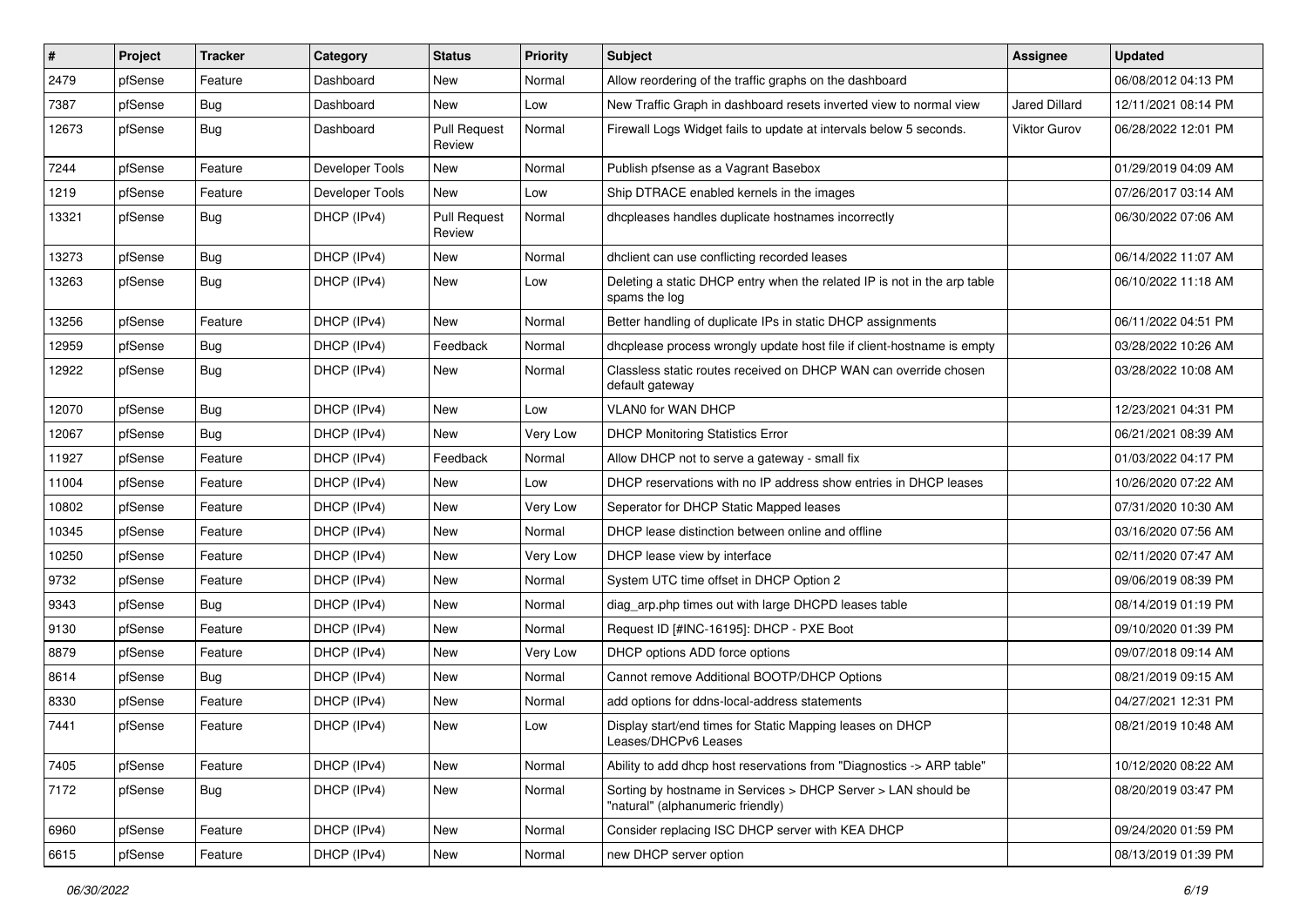| # | Project | Tracker | Category | Status | Priority | Subject | Assignee | Updated |
|---|---|---|---|---|---|---|---|---|
| 2479 | pfSense | Feature | Dashboard | New | Normal | Allow reordering of the traffic graphs on the dashboard | | 06/08/2012 04:13 PM |
| 7387 | pfSense | Bug | Dashboard | New | Low | New Traffic Graph in dashboard resets inverted view to normal view | Jared Dillard | 12/11/2021 08:14 PM |
| 12673 | pfSense | Bug | Dashboard | Pull Request Review | Normal | Firewall Logs Widget fails to update at intervals below 5 seconds. | Viktor Gurov | 06/28/2022 12:01 PM |
| 7244 | pfSense | Feature | Developer Tools | New | Normal | Publish pfsense as a Vagrant Basebox | | 01/29/2019 04:09 AM |
| 1219 | pfSense | Feature | Developer Tools | New | Low | Ship DTRACE enabled kernels in the images | | 07/26/2017 03:14 AM |
| 13321 | pfSense | Bug | DHCP (IPv4) | Pull Request Review | Normal | dhcpleases handles duplicate hostnames incorrectly | | 06/30/2022 07:06 AM |
| 13273 | pfSense | Bug | DHCP (IPv4) | New | Normal | dhclient can use conflicting recorded leases | | 06/14/2022 11:07 AM |
| 13263 | pfSense | Bug | DHCP (IPv4) | New | Low | Deleting a static DHCP entry when the related IP is not in the arp table spams the log | | 06/10/2022 11:18 AM |
| 13256 | pfSense | Feature | DHCP (IPv4) | New | Normal | Better handling of duplicate IPs in static DHCP assignments | | 06/11/2022 04:51 PM |
| 12959 | pfSense | Bug | DHCP (IPv4) | Feedback | Normal | dhcplease process wrongly update host file if client-hostname is empty | | 03/28/2022 10:26 AM |
| 12922 | pfSense | Bug | DHCP (IPv4) | New | Normal | Classless static routes received on DHCP WAN can override chosen default gateway | | 03/28/2022 10:08 AM |
| 12070 | pfSense | Bug | DHCP (IPv4) | New | Low | VLAN0 for WAN DHCP | | 12/23/2021 04:31 PM |
| 12067 | pfSense | Bug | DHCP (IPv4) | New | Very Low | DHCP Monitoring Statistics Error | | 06/21/2021 08:39 AM |
| 11927 | pfSense | Feature | DHCP (IPv4) | Feedback | Normal | Allow DHCP not to serve a gateway - small fix | | 01/03/2022 04:17 PM |
| 11004 | pfSense | Feature | DHCP (IPv4) | New | Low | DHCP reservations with no IP address show entries in DHCP leases | | 10/26/2020 07:22 AM |
| 10802 | pfSense | Feature | DHCP (IPv4) | New | Very Low | Seperator for DHCP Static Mapped leases | | 07/31/2020 10:30 AM |
| 10345 | pfSense | Feature | DHCP (IPv4) | New | Normal | DHCP lease distinction between online and offline | | 03/16/2020 07:56 AM |
| 10250 | pfSense | Feature | DHCP (IPv4) | New | Very Low | DHCP lease view by interface | | 02/11/2020 07:47 AM |
| 9732 | pfSense | Feature | DHCP (IPv4) | New | Normal | System UTC time offset in DHCP Option 2 | | 09/06/2019 08:39 PM |
| 9343 | pfSense | Bug | DHCP (IPv4) | New | Normal | diag_arp.php times out with large DHCPD leases table | | 08/14/2019 01:19 PM |
| 9130 | pfSense | Feature | DHCP (IPv4) | New | Normal | Request ID [#INC-16195]: DHCP - PXE Boot | | 09/10/2020 01:39 PM |
| 8879 | pfSense | Feature | DHCP (IPv4) | New | Very Low | DHCP options ADD force options | | 09/07/2018 09:14 AM |
| 8614 | pfSense | Bug | DHCP (IPv4) | New | Normal | Cannot remove Additional BOOTP/DHCP Options | | 08/21/2019 09:15 AM |
| 8330 | pfSense | Feature | DHCP (IPv4) | New | Normal | add options for ddns-local-address statements | | 04/27/2021 12:31 PM |
| 7441 | pfSense | Feature | DHCP (IPv4) | New | Low | Display start/end times for Static Mapping leases on DHCP Leases/DHCPv6 Leases | | 08/21/2019 10:48 AM |
| 7405 | pfSense | Feature | DHCP (IPv4) | New | Normal | Ability to add dhcp host reservations from "Diagnostics -> ARP table" | | 10/12/2020 08:22 AM |
| 7172 | pfSense | Bug | DHCP (IPv4) | New | Normal | Sorting by hostname in Services > DHCP Server > LAN should be "natural" (alphanumeric friendly) | | 08/20/2019 03:47 PM |
| 6960 | pfSense | Feature | DHCP (IPv4) | New | Normal | Consider replacing ISC DHCP server with KEA DHCP | | 09/24/2020 01:59 PM |
| 6615 | pfSense | Feature | DHCP (IPv4) | New | Normal | new DHCP server option | | 08/13/2019 01:39 PM |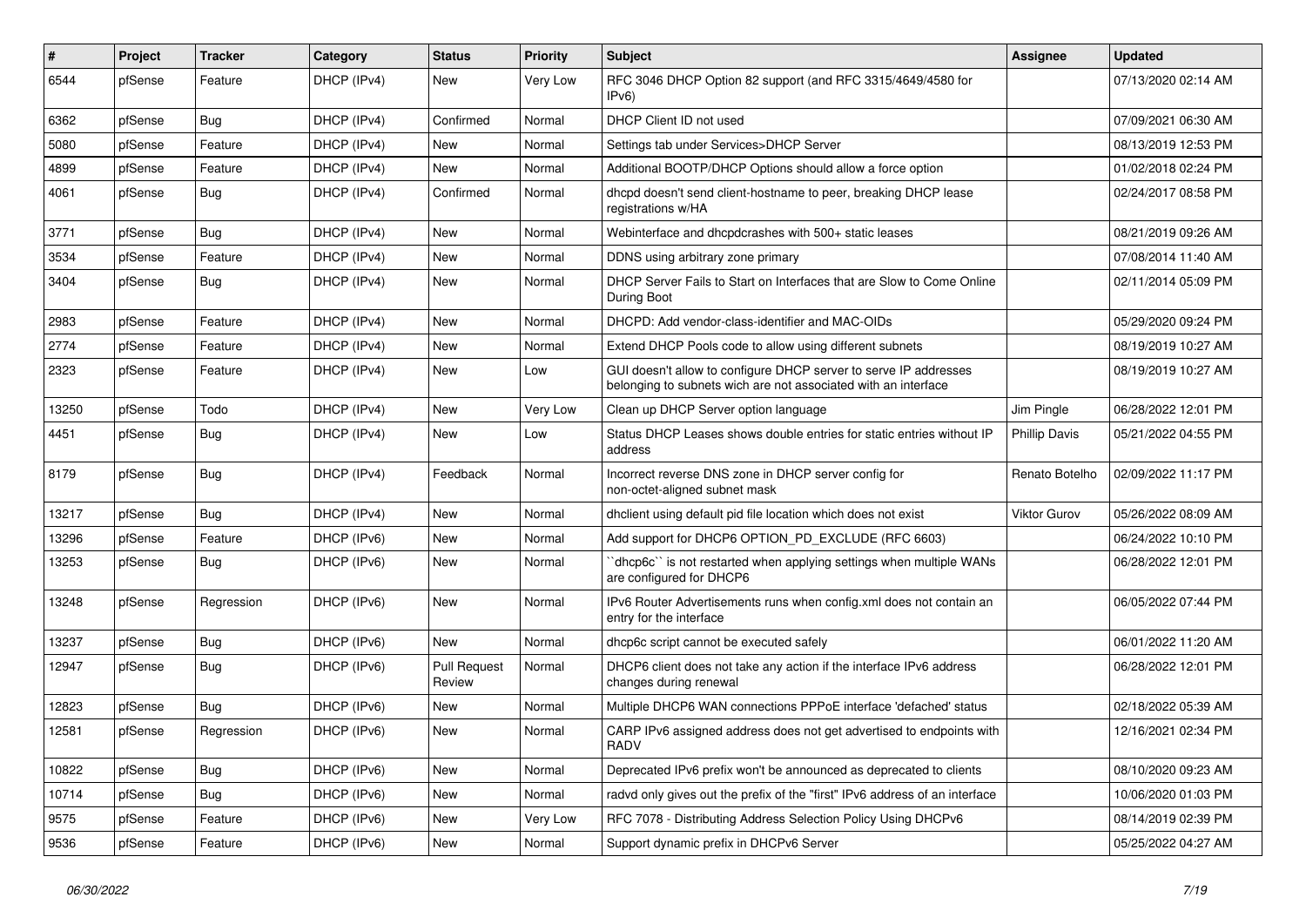| # | Project | Tracker | Category | Status | Priority | Subject | Assignee | Updated |
| --- | --- | --- | --- | --- | --- | --- | --- | --- |
| 6544 | pfSense | Feature | DHCP (IPv4) | New | Very Low | RFC 3046 DHCP Option 82 support (and RFC 3315/4649/4580 for IPv6) | | 07/13/2020 02:14 AM |
| 6362 | pfSense | Bug | DHCP (IPv4) | Confirmed | Normal | DHCP Client ID not used | | 07/09/2021 06:30 AM |
| 5080 | pfSense | Feature | DHCP (IPv4) | New | Normal | Settings tab under Services>DHCP Server | | 08/13/2019 12:53 PM |
| 4899 | pfSense | Feature | DHCP (IPv4) | New | Normal | Additional BOOTP/DHCP Options should allow a force option | | 01/02/2018 02:24 PM |
| 4061 | pfSense | Bug | DHCP (IPv4) | Confirmed | Normal | dhcpd doesn't send client-hostname to peer, breaking DHCP lease registrations w/HA | | 02/24/2017 08:58 PM |
| 3771 | pfSense | Bug | DHCP (IPv4) | New | Normal | Webinterface and dhcpdcrashes with 500+ static leases | | 08/21/2019 09:26 AM |
| 3534 | pfSense | Feature | DHCP (IPv4) | New | Normal | DDNS using arbitrary zone primary | | 07/08/2014 11:40 AM |
| 3404 | pfSense | Bug | DHCP (IPv4) | New | Normal | DHCP Server Fails to Start on Interfaces that are Slow to Come Online During Boot | | 02/11/2014 05:09 PM |
| 2983 | pfSense | Feature | DHCP (IPv4) | New | Normal | DHCPD: Add vendor-class-identifier and MAC-OIDs | | 05/29/2020 09:24 PM |
| 2774 | pfSense | Feature | DHCP (IPv4) | New | Normal | Extend DHCP Pools code to allow using different subnets | | 08/19/2019 10:27 AM |
| 2323 | pfSense | Feature | DHCP (IPv4) | New | Low | GUI doesn't allow to configure DHCP server to serve IP addresses belonging to subnets wich are not associated with an interface | | 08/19/2019 10:27 AM |
| 13250 | pfSense | Todo | DHCP (IPv4) | New | Very Low | Clean up DHCP Server option language | Jim Pingle | 06/28/2022 12:01 PM |
| 4451 | pfSense | Bug | DHCP (IPv4) | New | Low | Status DHCP Leases shows double entries for static entries without IP address | Phillip Davis | 05/21/2022 04:55 PM |
| 8179 | pfSense | Bug | DHCP (IPv4) | Feedback | Normal | Incorrect reverse DNS zone in DHCP server config for non-octet-aligned subnet mask | Renato Botelho | 02/09/2022 11:17 PM |
| 13217 | pfSense | Bug | DHCP (IPv4) | New | Normal | dhclient using default pid file location which does not exist | Viktor Gurov | 05/26/2022 08:09 AM |
| 13296 | pfSense | Feature | DHCP (IPv6) | New | Normal | Add support for DHCP6 OPTION_PD_EXCLUDE (RFC 6603) | | 06/24/2022 10:10 PM |
| 13253 | pfSense | Bug | DHCP (IPv6) | New | Normal | ``dhcp6c`` is not restarted when applying settings when multiple WANs are configured for DHCP6 | | 06/28/2022 12:01 PM |
| 13248 | pfSense | Regression | DHCP (IPv6) | New | Normal | IPv6 Router Advertisements runs when config.xml does not contain an entry for the interface | | 06/05/2022 07:44 PM |
| 13237 | pfSense | Bug | DHCP (IPv6) | New | Normal | dhcp6c script cannot be executed safely | | 06/01/2022 11:20 AM |
| 12947 | pfSense | Bug | DHCP (IPv6) | Pull Request Review | Normal | DHCP6 client does not take any action if the interface IPv6 address changes during renewal | | 06/28/2022 12:01 PM |
| 12823 | pfSense | Bug | DHCP (IPv6) | New | Normal | Multiple DHCP6 WAN connections PPPoE interface 'defached' status | | 02/18/2022 05:39 AM |
| 12581 | pfSense | Regression | DHCP (IPv6) | New | Normal | CARP IPv6 assigned address does not get advertised to endpoints with RADV | | 12/16/2021 02:34 PM |
| 10822 | pfSense | Bug | DHCP (IPv6) | New | Normal | Deprecated IPv6 prefix won't be announced as deprecated to clients | | 08/10/2020 09:23 AM |
| 10714 | pfSense | Bug | DHCP (IPv6) | New | Normal | radvd only gives out the prefix of the "first" IPv6 address of an interface | | 10/06/2020 01:03 PM |
| 9575 | pfSense | Feature | DHCP (IPv6) | New | Very Low | RFC 7078 - Distributing Address Selection Policy Using DHCPv6 | | 08/14/2019 02:39 PM |
| 9536 | pfSense | Feature | DHCP (IPv6) | New | Normal | Support dynamic prefix in DHCPv6 Server | | 05/25/2022 04:27 AM |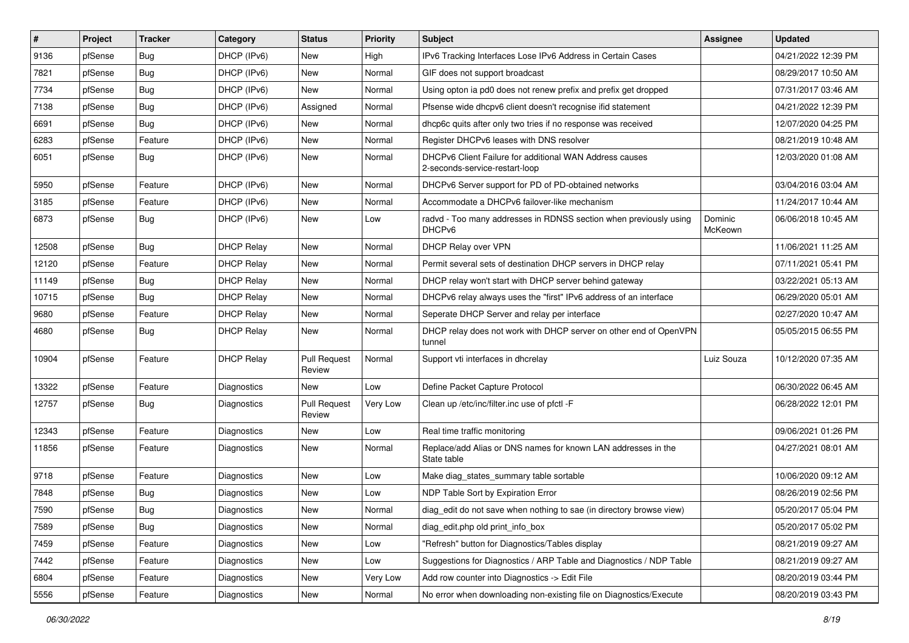| # | Project | Tracker | Category | Status | Priority | Subject | Assignee | Updated |
|---|---|---|---|---|---|---|---|---|
| 9136 | pfSense | Bug | DHCP (IPv6) | New | High | IPv6 Tracking Interfaces Lose IPv6 Address in Certain Cases | | 04/21/2022 12:39 PM |
| 7821 | pfSense | Bug | DHCP (IPv6) | New | Normal | GIF does not support broadcast | | 08/29/2017 10:50 AM |
| 7734 | pfSense | Bug | DHCP (IPv6) | New | Normal | Using opton ia pd0 does not renew prefix and prefix get dropped | | 07/31/2017 03:46 AM |
| 7138 | pfSense | Bug | DHCP (IPv6) | Assigned | Normal | Pfsense wide dhcpv6 client doesn't recognise ifid statement | | 04/21/2022 12:39 PM |
| 6691 | pfSense | Bug | DHCP (IPv6) | New | Normal | dhcp6c quits after only two tries if no response was received | | 12/07/2020 04:25 PM |
| 6283 | pfSense | Feature | DHCP (IPv6) | New | Normal | Register DHCPv6 leases with DNS resolver | | 08/21/2019 10:48 AM |
| 6051 | pfSense | Bug | DHCP (IPv6) | New | Normal | DHCPv6 Client Failure for additional WAN Address causes 2-seconds-service-restart-loop | | 12/03/2020 01:08 AM |
| 5950 | pfSense | Feature | DHCP (IPv6) | New | Normal | DHCPv6 Server support for PD of PD-obtained networks | | 03/04/2016 03:04 AM |
| 3185 | pfSense | Feature | DHCP (IPv6) | New | Normal | Accommodate a DHCPv6 failover-like mechanism | | 11/24/2017 10:44 AM |
| 6873 | pfSense | Bug | DHCP (IPv6) | New | Low | radvd - Too many addresses in RDNSS section when previously using DHCPv6 | Dominic McKeown | 06/06/2018 10:45 AM |
| 12508 | pfSense | Bug | DHCP Relay | New | Normal | DHCP Relay over VPN | | 11/06/2021 11:25 AM |
| 12120 | pfSense | Feature | DHCP Relay | New | Normal | Permit several sets of destination DHCP servers in DHCP relay | | 07/11/2021 05:41 PM |
| 11149 | pfSense | Bug | DHCP Relay | New | Normal | DHCP relay won't start with DHCP server behind gateway | | 03/22/2021 05:13 AM |
| 10715 | pfSense | Bug | DHCP Relay | New | Normal | DHCPv6 relay always uses the "first" IPv6 address of an interface | | 06/29/2020 05:01 AM |
| 9680 | pfSense | Feature | DHCP Relay | New | Normal | Seperate DHCP Server and relay per interface | | 02/27/2020 10:47 AM |
| 4680 | pfSense | Bug | DHCP Relay | New | Normal | DHCP relay does not work with DHCP server on other end of OpenVPN tunnel | | 05/05/2015 06:55 PM |
| 10904 | pfSense | Feature | DHCP Relay | Pull Request Review | Normal | Support vti interfaces in dhcrelay | Luiz Souza | 10/12/2020 07:35 AM |
| 13322 | pfSense | Feature | Diagnostics | New | Low | Define Packet Capture Protocol | | 06/30/2022 06:45 AM |
| 12757 | pfSense | Bug | Diagnostics | Pull Request Review | Very Low | Clean up /etc/inc/filter.inc use of pfctl -F | | 06/28/2022 12:01 PM |
| 12343 | pfSense | Feature | Diagnostics | New | Low | Real time traffic monitoring | | 09/06/2021 01:26 PM |
| 11856 | pfSense | Feature | Diagnostics | New | Normal | Replace/add Alias or DNS names for known LAN addresses in the State table | | 04/27/2021 08:01 AM |
| 9718 | pfSense | Feature | Diagnostics | New | Low | Make diag_states_summary table sortable | | 10/06/2020 09:12 AM |
| 7848 | pfSense | Bug | Diagnostics | New | Low | NDP Table Sort by Expiration Error | | 08/26/2019 02:56 PM |
| 7590 | pfSense | Bug | Diagnostics | New | Normal | diag_edit do not save when nothing to sae (in directory browse view) | | 05/20/2017 05:04 PM |
| 7589 | pfSense | Bug | Diagnostics | New | Normal | diag_edit.php old print_info_box | | 05/20/2017 05:02 PM |
| 7459 | pfSense | Feature | Diagnostics | New | Low | "Refresh" button for Diagnostics/Tables display | | 08/21/2019 09:27 AM |
| 7442 | pfSense | Feature | Diagnostics | New | Low | Suggestions for Diagnostics / ARP Table and Diagnostics / NDP Table | | 08/21/2019 09:27 AM |
| 6804 | pfSense | Feature | Diagnostics | New | Very Low | Add row counter into Diagnostics -> Edit File | | 08/20/2019 03:44 PM |
| 5556 | pfSense | Feature | Diagnostics | New | Normal | No error when downloading non-existing file on Diagnostics/Execute | | 08/20/2019 03:43 PM |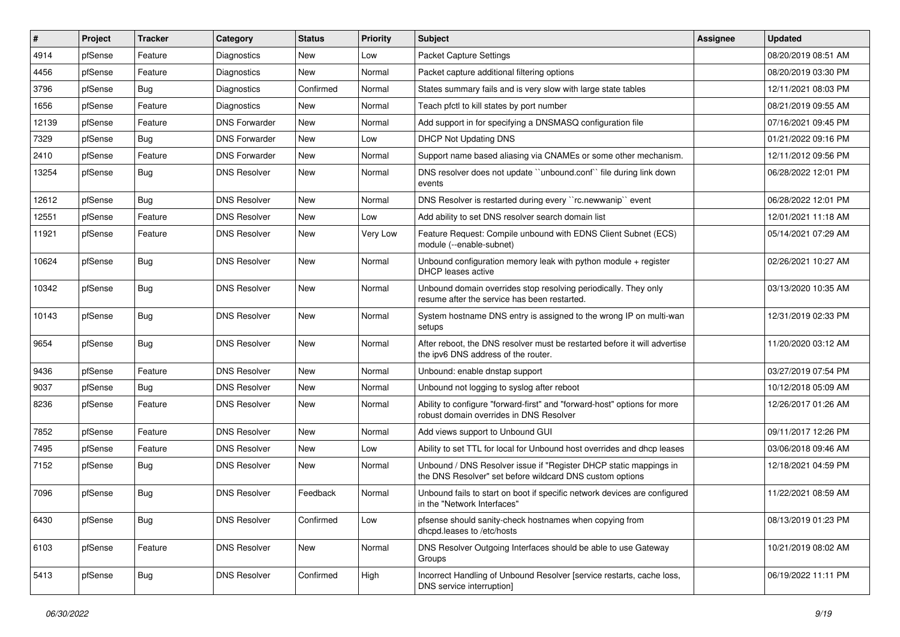| # | Project | Tracker | Category | Status | Priority | Subject | Assignee | Updated |
|---|---|---|---|---|---|---|---|---|
| 4914 | pfSense | Feature | Diagnostics | New | Low | Packet Capture Settings | | 08/20/2019 08:51 AM |
| 4456 | pfSense | Feature | Diagnostics | New | Normal | Packet capture additional filtering options | | 08/20/2019 03:30 PM |
| 3796 | pfSense | Bug | Diagnostics | Confirmed | Normal | States summary fails and is very slow with large state tables | | 12/11/2021 08:03 PM |
| 1656 | pfSense | Feature | Diagnostics | New | Normal | Teach pfctl to kill states by port number | | 08/21/2019 09:55 AM |
| 12139 | pfSense | Feature | DNS Forwarder | New | Normal | Add support in for specifying a DNSMASQ configuration file | | 07/16/2021 09:45 PM |
| 7329 | pfSense | Bug | DNS Forwarder | New | Low | DHCP Not Updating DNS | | 01/21/2022 09:16 PM |
| 2410 | pfSense | Feature | DNS Forwarder | New | Normal | Support name based aliasing via CNAMEs or some other mechanism. | | 12/11/2012 09:56 PM |
| 13254 | pfSense | Bug | DNS Resolver | New | Normal | DNS resolver does not update ``unbound.conf`` file during link down events | | 06/28/2022 12:01 PM |
| 12612 | pfSense | Bug | DNS Resolver | New | Normal | DNS Resolver is restarted during every ``rc.newwanip`` event | | 06/28/2022 12:01 PM |
| 12551 | pfSense | Feature | DNS Resolver | New | Low | Add ability to set DNS resolver search domain list | | 12/01/2021 11:18 AM |
| 11921 | pfSense | Feature | DNS Resolver | New | Very Low | Feature Request: Compile unbound with EDNS Client Subnet (ECS) module (--enable-subnet) | | 05/14/2021 07:29 AM |
| 10624 | pfSense | Bug | DNS Resolver | New | Normal | Unbound configuration memory leak with python module + register DHCP leases active | | 02/26/2021 10:27 AM |
| 10342 | pfSense | Bug | DNS Resolver | New | Normal | Unbound domain overrides stop resolving periodically. They only resume after the service has been restarted. | | 03/13/2020 10:35 AM |
| 10143 | pfSense | Bug | DNS Resolver | New | Normal | System hostname DNS entry is assigned to the wrong IP on multi-wan setups | | 12/31/2019 02:33 PM |
| 9654 | pfSense | Bug | DNS Resolver | New | Normal | After reboot, the DNS resolver must be restarted before it will advertise the ipv6 DNS address of the router. | | 11/20/2020 03:12 AM |
| 9436 | pfSense | Feature | DNS Resolver | New | Normal | Unbound: enable dnstap support | | 03/27/2019 07:54 PM |
| 9037 | pfSense | Bug | DNS Resolver | New | Normal | Unbound not logging to syslog after reboot | | 10/12/2018 05:09 AM |
| 8236 | pfSense | Feature | DNS Resolver | New | Normal | Ability to configure "forward-first" and "forward-host" options for more robust domain overrides in DNS Resolver | | 12/26/2017 01:26 AM |
| 7852 | pfSense | Feature | DNS Resolver | New | Normal | Add views support to Unbound GUI | | 09/11/2017 12:26 PM |
| 7495 | pfSense | Feature | DNS Resolver | New | Low | Ability to set TTL for local for Unbound host overrides and dhcp leases | | 03/06/2018 09:46 AM |
| 7152 | pfSense | Bug | DNS Resolver | New | Normal | Unbound / DNS Resolver issue if "Register DHCP static mappings in the DNS Resolver" set before wildcard DNS custom options | | 12/18/2021 04:59 PM |
| 7096 | pfSense | Bug | DNS Resolver | Feedback | Normal | Unbound fails to start on boot if specific network devices are configured in the "Network Interfaces" | | 11/22/2021 08:59 AM |
| 6430 | pfSense | Bug | DNS Resolver | Confirmed | Low | pfsense should sanity-check hostnames when copying from dhcpd.leases to /etc/hosts | | 08/13/2019 01:23 PM |
| 6103 | pfSense | Feature | DNS Resolver | New | Normal | DNS Resolver Outgoing Interfaces should be able to use Gateway Groups | | 10/21/2019 08:02 AM |
| 5413 | pfSense | Bug | DNS Resolver | Confirmed | High | Incorrect Handling of Unbound Resolver [service restarts, cache loss, DNS service interruption] | | 06/19/2022 11:11 PM |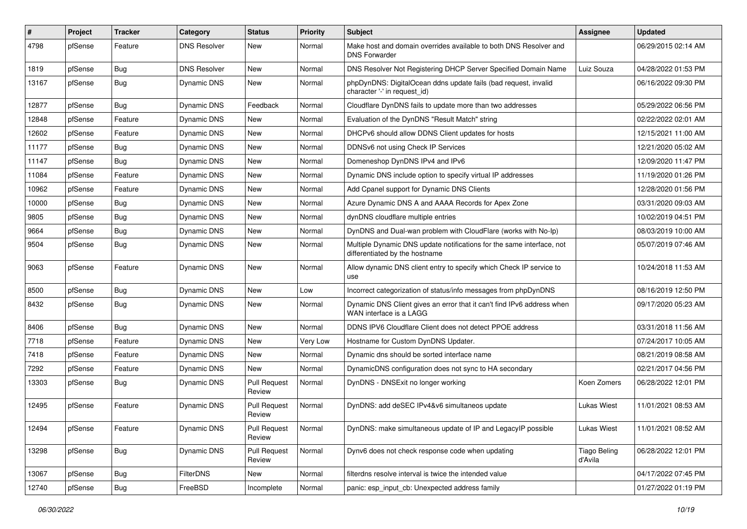| # | Project | Tracker | Category | Status | Priority | Subject | Assignee | Updated |
|---|---|---|---|---|---|---|---|---|
| 4798 | pfSense | Feature | DNS Resolver | New | Normal | Make host and domain overrides available to both DNS Resolver and DNS Forwarder | | 06/29/2015 02:14 AM |
| 1819 | pfSense | Bug | DNS Resolver | New | Normal | DNS Resolver Not Registering DHCP Server Specified Domain Name | Luiz Souza | 04/28/2022 01:53 PM |
| 13167 | pfSense | Bug | Dynamic DNS | New | Normal | phpDynDNS: DigitalOcean ddns update fails (bad request, invalid character '-' in request_id) | | 06/16/2022 09:30 PM |
| 12877 | pfSense | Bug | Dynamic DNS | Feedback | Normal | Cloudflare DynDNS fails to update more than two addresses | | 05/29/2022 06:56 PM |
| 12848 | pfSense | Feature | Dynamic DNS | New | Normal | Evaluation of the DynDNS "Result Match" string | | 02/22/2022 02:01 AM |
| 12602 | pfSense | Feature | Dynamic DNS | New | Normal | DHCPv6 should allow DDNS Client updates for hosts | | 12/15/2021 11:00 AM |
| 11177 | pfSense | Bug | Dynamic DNS | New | Normal | DDNSv6 not using Check IP Services | | 12/21/2020 05:02 AM |
| 11147 | pfSense | Bug | Dynamic DNS | New | Normal | Domeneshop DynDNS IPv4 and IPv6 | | 12/09/2020 11:47 PM |
| 11084 | pfSense | Feature | Dynamic DNS | New | Normal | Dynamic DNS include option to specify virtual IP addresses | | 11/19/2020 01:26 PM |
| 10962 | pfSense | Feature | Dynamic DNS | New | Normal | Add Cpanel support for Dynamic DNS Clients | | 12/28/2020 01:56 PM |
| 10000 | pfSense | Bug | Dynamic DNS | New | Normal | Azure Dynamic DNS A and AAAA Records for Apex Zone | | 03/31/2020 09:03 AM |
| 9805 | pfSense | Bug | Dynamic DNS | New | Normal | dynDNS cloudflare multiple entries | | 10/02/2019 04:51 PM |
| 9664 | pfSense | Bug | Dynamic DNS | New | Normal | DynDNS and Dual-wan problem with CloudFlare (works with No-Ip) | | 08/03/2019 10:00 AM |
| 9504 | pfSense | Bug | Dynamic DNS | New | Normal | Multiple Dynamic DNS update notifications for the same interface, not differentiated by the hostname | | 05/07/2019 07:46 AM |
| 9063 | pfSense | Feature | Dynamic DNS | New | Normal | Allow dynamic DNS client entry to specify which Check IP service to use | | 10/24/2018 11:53 AM |
| 8500 | pfSense | Bug | Dynamic DNS | New | Low | Incorrect categorization of status/info messages from phpDynDNS | | 08/16/2019 12:50 PM |
| 8432 | pfSense | Bug | Dynamic DNS | New | Normal | Dynamic DNS Client gives an error that it can't find IPv6 address when WAN interface is a LAGG | | 09/17/2020 05:23 AM |
| 8406 | pfSense | Bug | Dynamic DNS | New | Normal | DDNS IPV6 Cloudflare Client does not detect PPOE address | | 03/31/2018 11:56 AM |
| 7718 | pfSense | Feature | Dynamic DNS | New | Very Low | Hostname for Custom DynDNS Updater. | | 07/24/2017 10:05 AM |
| 7418 | pfSense | Feature | Dynamic DNS | New | Normal | Dynamic dns should be sorted interface name | | 08/21/2019 08:58 AM |
| 7292 | pfSense | Feature | Dynamic DNS | New | Normal | DynamicDNS configuration does not sync to HA secondary | | 02/21/2017 04:56 PM |
| 13303 | pfSense | Bug | Dynamic DNS | Pull Request Review | Normal | DynDNS - DNSExit no longer working | Koen Zomers | 06/28/2022 12:01 PM |
| 12495 | pfSense | Feature | Dynamic DNS | Pull Request Review | Normal | DynDNS: add deSEC IPv4&v6 simultaneos update | Lukas Wiest | 11/01/2021 08:53 AM |
| 12494 | pfSense | Feature | Dynamic DNS | Pull Request Review | Normal | DynDNS: make simultaneous update of IP and LegacyIP possible | Lukas Wiest | 11/01/2021 08:52 AM |
| 13298 | pfSense | Bug | Dynamic DNS | Pull Request Review | Normal | Dynv6 does not check response code when updating | Tiago Beling d'Avila | 06/28/2022 12:01 PM |
| 13067 | pfSense | Bug | FilterDNS | New | Normal | filterdns resolve interval is twice the intended value | | 04/17/2022 07:45 PM |
| 12740 | pfSense | Bug | FreeBSD | Incomplete | Normal | panic: esp_input_cb: Unexpected address family | | 01/27/2022 01:19 PM |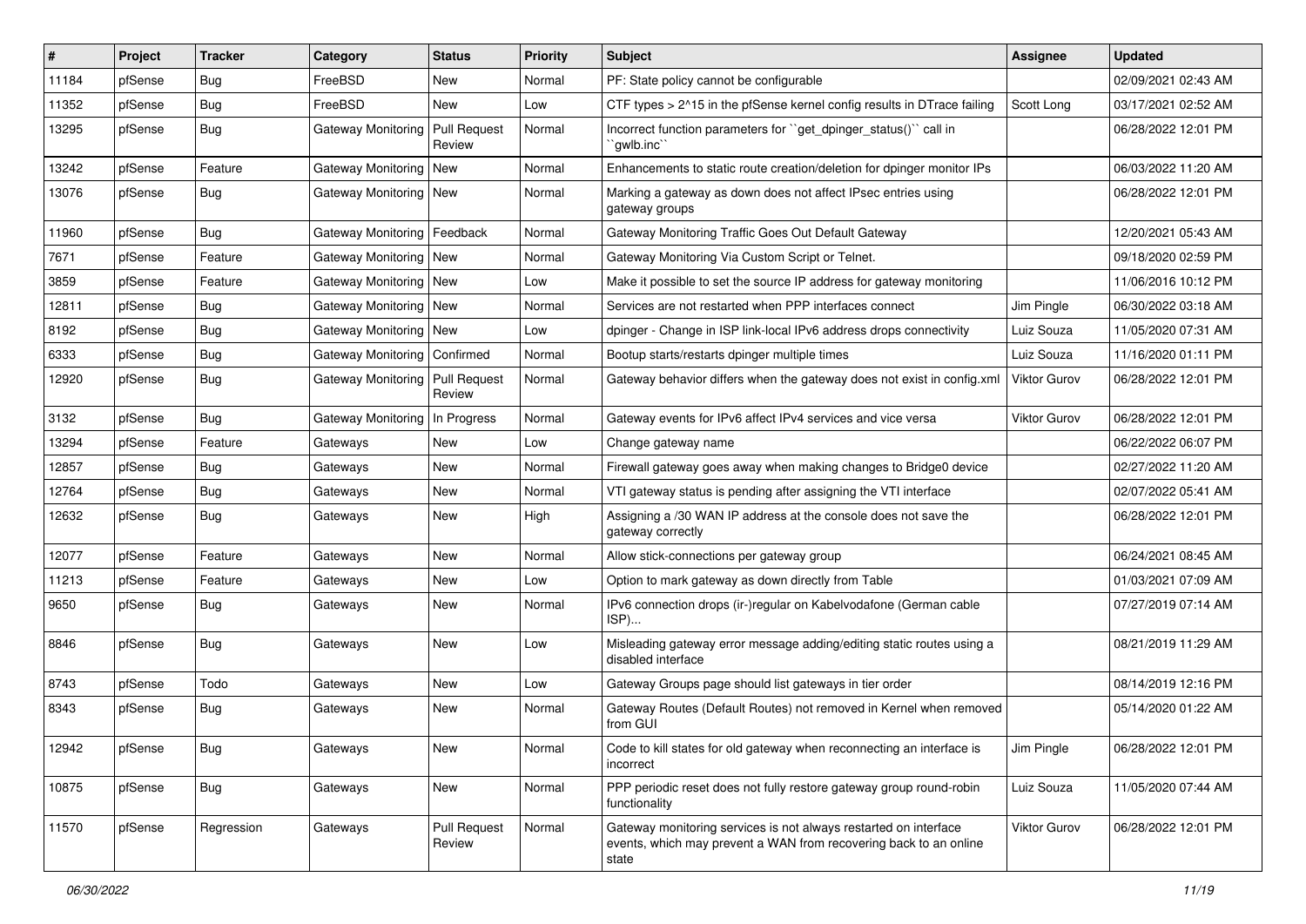| # | Project | Tracker | Category | Status | Priority | Subject | Assignee | Updated |
|---|---|---|---|---|---|---|---|---|
| 11184 | pfSense | Bug | FreeBSD | New | Normal | PF: State policy cannot be configurable | | 02/09/2021 02:43 AM |
| 11352 | pfSense | Bug | FreeBSD | New | Low | CTF types > 2^15 in the pfSense kernel config results in DTrace failing | Scott Long | 03/17/2021 02:52 AM |
| 13295 | pfSense | Bug | Gateway Monitoring | Pull Request Review | Normal | Incorrect function parameters for ``get_dpinger_status()`` call in ``gwlb.inc`` | | 06/28/2022 12:01 PM |
| 13242 | pfSense | Feature | Gateway Monitoring | New | Normal | Enhancements to static route creation/deletion for dpinger monitor IPs | | 06/03/2022 11:20 AM |
| 13076 | pfSense | Bug | Gateway Monitoring | New | Normal | Marking a gateway as down does not affect IPsec entries using gateway groups | | 06/28/2022 12:01 PM |
| 11960 | pfSense | Bug | Gateway Monitoring | Feedback | Normal | Gateway Monitoring Traffic Goes Out Default Gateway | | 12/20/2021 05:43 AM |
| 7671 | pfSense | Feature | Gateway Monitoring | New | Normal | Gateway Monitoring Via Custom Script or Telnet. | | 09/18/2020 02:59 PM |
| 3859 | pfSense | Feature | Gateway Monitoring | New | Low | Make it possible to set the source IP address for gateway monitoring | | 11/06/2016 10:12 PM |
| 12811 | pfSense | Bug | Gateway Monitoring | New | Normal | Services are not restarted when PPP interfaces connect | Jim Pingle | 06/30/2022 03:18 AM |
| 8192 | pfSense | Bug | Gateway Monitoring | New | Low | dpinger - Change in ISP link-local IPv6 address drops connectivity | Luiz Souza | 11/05/2020 07:31 AM |
| 6333 | pfSense | Bug | Gateway Monitoring | Confirmed | Normal | Bootup starts/restarts dpinger multiple times | Luiz Souza | 11/16/2020 01:11 PM |
| 12920 | pfSense | Bug | Gateway Monitoring | Pull Request Review | Normal | Gateway behavior differs when the gateway does not exist in config.xml | Viktor Gurov | 06/28/2022 12:01 PM |
| 3132 | pfSense | Bug | Gateway Monitoring | In Progress | Normal | Gateway events for IPv6 affect IPv4 services and vice versa | Viktor Gurov | 06/28/2022 12:01 PM |
| 13294 | pfSense | Feature | Gateways | New | Low | Change gateway name | | 06/22/2022 06:07 PM |
| 12857 | pfSense | Bug | Gateways | New | Normal | Firewall gateway goes away when making changes to Bridge0 device | | 02/27/2022 11:20 AM |
| 12764 | pfSense | Bug | Gateways | New | Normal | VTI gateway status is pending after assigning the VTI interface | | 02/07/2022 05:41 AM |
| 12632 | pfSense | Bug | Gateways | New | High | Assigning a /30 WAN IP address at the console does not save the gateway correctly | | 06/28/2022 12:01 PM |
| 12077 | pfSense | Feature | Gateways | New | Normal | Allow stick-connections per gateway group | | 06/24/2021 08:45 AM |
| 11213 | pfSense | Feature | Gateways | New | Low | Option to mark gateway as down directly from Table | | 01/03/2021 07:09 AM |
| 9650 | pfSense | Bug | Gateways | New | Normal | IPv6 connection drops (ir-)regular on Kabelvodafone (German cable ISP)... | | 07/27/2019 07:14 AM |
| 8846 | pfSense | Bug | Gateways | New | Low | Misleading gateway error message adding/editing static routes using a disabled interface | | 08/21/2019 11:29 AM |
| 8743 | pfSense | Todo | Gateways | New | Low | Gateway Groups page should list gateways in tier order | | 08/14/2019 12:16 PM |
| 8343 | pfSense | Bug | Gateways | New | Normal | Gateway Routes (Default Routes) not removed in Kernel when removed from GUI | | 05/14/2020 01:22 AM |
| 12942 | pfSense | Bug | Gateways | New | Normal | Code to kill states for old gateway when reconnecting an interface is incorrect | Jim Pingle | 06/28/2022 12:01 PM |
| 10875 | pfSense | Bug | Gateways | New | Normal | PPP periodic reset does not fully restore gateway group round-robin functionality | Luiz Souza | 11/05/2020 07:44 AM |
| 11570 | pfSense | Regression | Gateways | Pull Request Review | Normal | Gateway monitoring services is not always restarted on interface events, which may prevent a WAN from recovering back to an online state | Viktor Gurov | 06/28/2022 12:01 PM |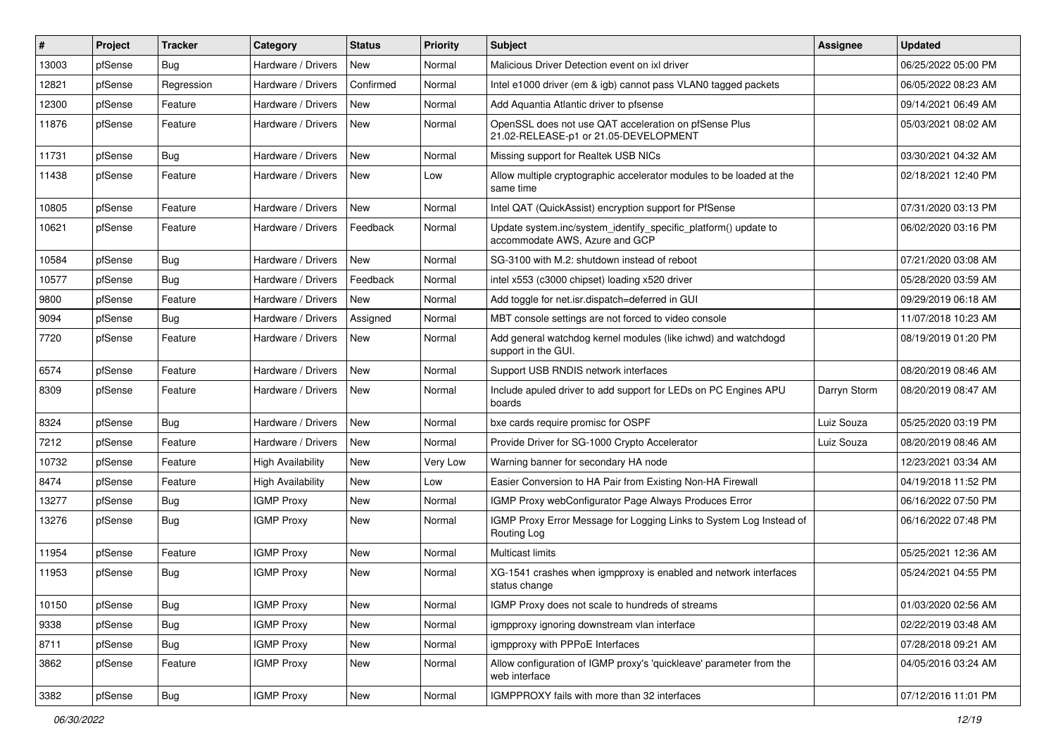| # | Project | Tracker | Category | Status | Priority | Subject | Assignee | Updated |
|---|---|---|---|---|---|---|---|---|
| 13003 | pfSense | Bug | Hardware / Drivers | New | Normal | Malicious Driver Detection event on ixl driver | | 06/25/2022 05:00 PM |
| 12821 | pfSense | Regression | Hardware / Drivers | Confirmed | Normal | Intel e1000 driver (em & igb) cannot pass VLAN0 tagged packets | | 06/05/2022 08:23 AM |
| 12300 | pfSense | Feature | Hardware / Drivers | New | Normal | Add Aquantia Atlantic driver to pfsense | | 09/14/2021 06:49 AM |
| 11876 | pfSense | Feature | Hardware / Drivers | New | Normal | OpenSSL does not use QAT acceleration on pfSense Plus 21.02-RELEASE-p1 or 21.05-DEVELOPMENT | | 05/03/2021 08:02 AM |
| 11731 | pfSense | Bug | Hardware / Drivers | New | Normal | Missing support for Realtek USB NICs | | 03/30/2021 04:32 AM |
| 11438 | pfSense | Feature | Hardware / Drivers | New | Low | Allow multiple cryptographic accelerator modules to be loaded at the same time | | 02/18/2021 12:40 PM |
| 10805 | pfSense | Feature | Hardware / Drivers | New | Normal | Intel QAT (QuickAssist) encryption support for PfSense | | 07/31/2020 03:13 PM |
| 10621 | pfSense | Feature | Hardware / Drivers | Feedback | Normal | Update system.inc/system_identify_specific_platform() update to accommodate AWS, Azure and GCP | | 06/02/2020 03:16 PM |
| 10584 | pfSense | Bug | Hardware / Drivers | New | Normal | SG-3100 with M.2: shutdown instead of reboot | | 07/21/2020 03:08 AM |
| 10577 | pfSense | Bug | Hardware / Drivers | Feedback | Normal | intel x553 (c3000 chipset) loading x520 driver | | 05/28/2020 03:59 AM |
| 9800 | pfSense | Feature | Hardware / Drivers | New | Normal | Add toggle for net.isr.dispatch=deferred in GUI | | 09/29/2019 06:18 AM |
| 9094 | pfSense | Bug | Hardware / Drivers | Assigned | Normal | MBT console settings are not forced to video console | | 11/07/2018 10:23 AM |
| 7720 | pfSense | Feature | Hardware / Drivers | New | Normal | Add general watchdog kernel modules (like ichwd) and watchdogd support in the GUI. | | 08/19/2019 01:20 PM |
| 6574 | pfSense | Feature | Hardware / Drivers | New | Normal | Support USB RNDIS network interfaces | | 08/20/2019 08:46 AM |
| 8309 | pfSense | Feature | Hardware / Drivers | New | Normal | Include apuled driver to add support for LEDs on PC Engines APU boards | Darryn Storm | 08/20/2019 08:47 AM |
| 8324 | pfSense | Bug | Hardware / Drivers | New | Normal | bxe cards require promisc for OSPF | Luiz Souza | 05/25/2020 03:19 PM |
| 7212 | pfSense | Feature | Hardware / Drivers | New | Normal | Provide Driver for SG-1000 Crypto Accelerator | Luiz Souza | 08/20/2019 08:46 AM |
| 10732 | pfSense | Feature | High Availability | New | Very Low | Warning banner for secondary HA node | | 12/23/2021 03:34 AM |
| 8474 | pfSense | Feature | High Availability | New | Low | Easier Conversion to HA Pair from Existing Non-HA Firewall | | 04/19/2018 11:52 PM |
| 13277 | pfSense | Bug | IGMP Proxy | New | Normal | IGMP Proxy webConfigurator Page Always Produces Error | | 06/16/2022 07:50 PM |
| 13276 | pfSense | Bug | IGMP Proxy | New | Normal | IGMP Proxy Error Message for Logging Links to System Log Instead of Routing Log | | 06/16/2022 07:48 PM |
| 11954 | pfSense | Feature | IGMP Proxy | New | Normal | Multicast limits | | 05/25/2021 12:36 AM |
| 11953 | pfSense | Bug | IGMP Proxy | New | Normal | XG-1541 crashes when igmpproxy is enabled and network interfaces status change | | 05/24/2021 04:55 PM |
| 10150 | pfSense | Bug | IGMP Proxy | New | Normal | IGMP Proxy does not scale to hundreds of streams | | 01/03/2020 02:56 AM |
| 9338 | pfSense | Bug | IGMP Proxy | New | Normal | igmpproxy ignoring downstream vlan interface | | 02/22/2019 03:48 AM |
| 8711 | pfSense | Bug | IGMP Proxy | New | Normal | igmpproxy with PPPoE Interfaces | | 07/28/2018 09:21 AM |
| 3862 | pfSense | Feature | IGMP Proxy | New | Normal | Allow configuration of IGMP proxy's 'quickleave' parameter from the web interface | | 04/05/2016 03:24 AM |
| 3382 | pfSense | Bug | IGMP Proxy | New | Normal | IGMPPROXY fails with more than 32 interfaces | | 07/12/2016 11:01 PM |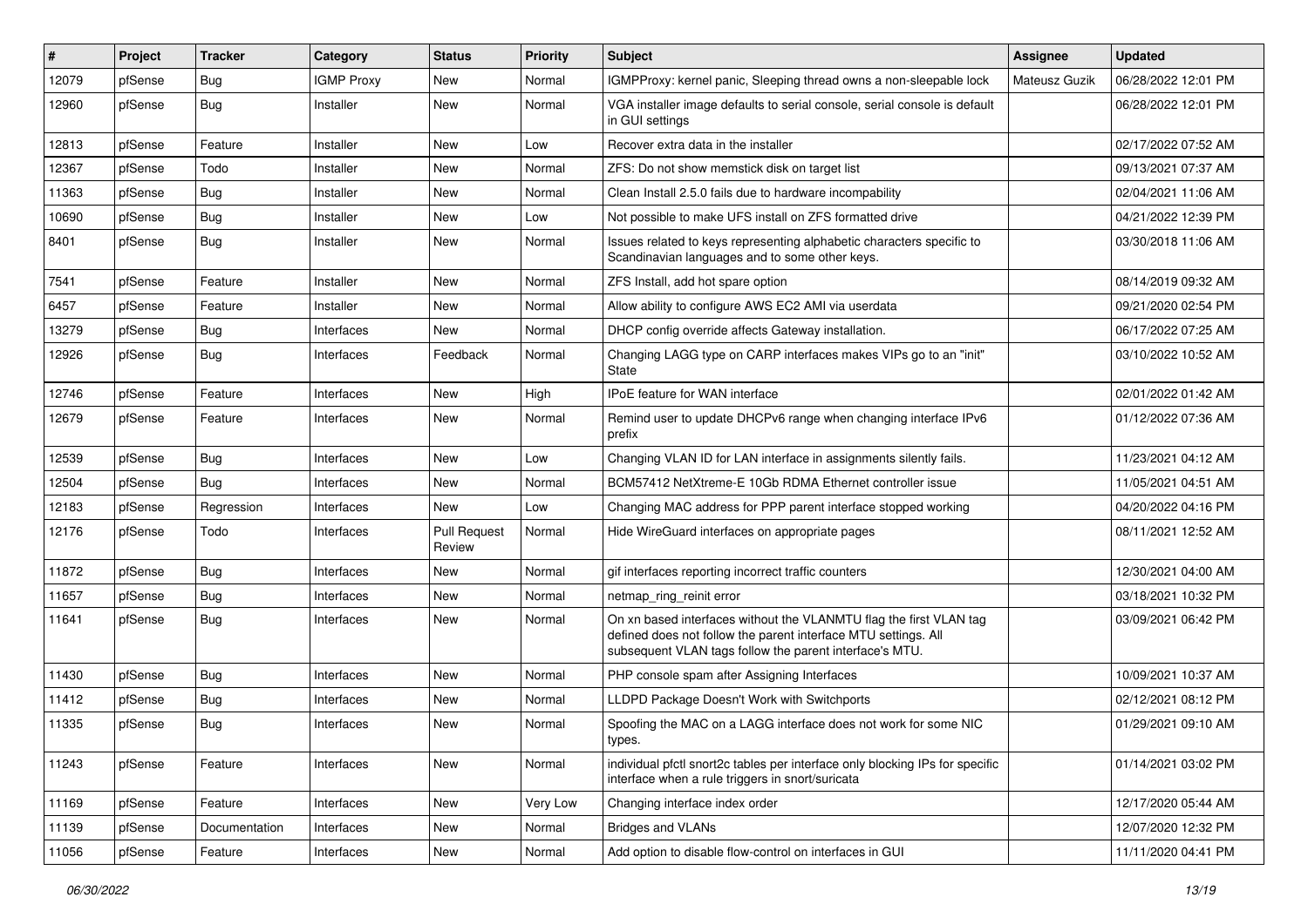| # | Project | Tracker | Category | Status | Priority | Subject | Assignee | Updated |
|---|---|---|---|---|---|---|---|---|
| 12079 | pfSense | Bug | IGMP Proxy | New | Normal | IGMPProxy: kernel panic, Sleeping thread owns a non-sleepable lock | Mateusz Guzik | 06/28/2022 12:01 PM |
| 12960 | pfSense | Bug | Installer | New | Normal | VGA installer image defaults to serial console, serial console is default in GUI settings | | 06/28/2022 12:01 PM |
| 12813 | pfSense | Feature | Installer | New | Low | Recover extra data in the installer | | 02/17/2022 07:52 AM |
| 12367 | pfSense | Todo | Installer | New | Normal | ZFS: Do not show memstick disk on target list | | 09/13/2021 07:37 AM |
| 11363 | pfSense | Bug | Installer | New | Normal | Clean Install 2.5.0 fails due to hardware incompability | | 02/04/2021 11:06 AM |
| 10690 | pfSense | Bug | Installer | New | Low | Not possible to make UFS install on ZFS formatted drive | | 04/21/2022 12:39 PM |
| 8401 | pfSense | Bug | Installer | New | Normal | Issues related to keys representing alphabetic characters specific to Scandinavian languages and to some other keys. | | 03/30/2018 11:06 AM |
| 7541 | pfSense | Feature | Installer | New | Normal | ZFS Install, add hot spare option | | 08/14/2019 09:32 AM |
| 6457 | pfSense | Feature | Installer | New | Normal | Allow ability to configure AWS EC2 AMI via userdata | | 09/21/2020 02:54 PM |
| 13279 | pfSense | Bug | Interfaces | New | Normal | DHCP config override affects Gateway installation. | | 06/17/2022 07:25 AM |
| 12926 | pfSense | Bug | Interfaces | Feedback | Normal | Changing LAGG type on CARP interfaces makes VIPs go to an "init" State | | 03/10/2022 10:52 AM |
| 12746 | pfSense | Feature | Interfaces | New | High | IPoE feature for WAN interface | | 02/01/2022 01:42 AM |
| 12679 | pfSense | Feature | Interfaces | New | Normal | Remind user to update DHCPv6 range when changing interface IPv6 prefix | | 01/12/2022 07:36 AM |
| 12539 | pfSense | Bug | Interfaces | New | Low | Changing VLAN ID for LAN interface in assignments silently fails. | | 11/23/2021 04:12 AM |
| 12504 | pfSense | Bug | Interfaces | New | Normal | BCM57412 NetXtreme-E 10Gb RDMA Ethernet controller issue | | 11/05/2021 04:51 AM |
| 12183 | pfSense | Regression | Interfaces | New | Low | Changing MAC address for PPP parent interface stopped working | | 04/20/2022 04:16 PM |
| 12176 | pfSense | Todo | Interfaces | Pull Request Review | Normal | Hide WireGuard interfaces on appropriate pages | | 08/11/2021 12:52 AM |
| 11872 | pfSense | Bug | Interfaces | New | Normal | gif interfaces reporting incorrect traffic counters | | 12/30/2021 04:00 AM |
| 11657 | pfSense | Bug | Interfaces | New | Normal | netmap_ring_reinit error | | 03/18/2021 10:32 PM |
| 11641 | pfSense | Bug | Interfaces | New | Normal | On xn based interfaces without the VLANMTU flag the first VLAN tag defined does not follow the parent interface MTU settings. All subsequent VLAN tags follow the parent interface's MTU. | | 03/09/2021 06:42 PM |
| 11430 | pfSense | Bug | Interfaces | New | Normal | PHP console spam after Assigning Interfaces | | 10/09/2021 10:37 AM |
| 11412 | pfSense | Bug | Interfaces | New | Normal | LLDPD Package Doesn't Work with Switchports | | 02/12/2021 08:12 PM |
| 11335 | pfSense | Bug | Interfaces | New | Normal | Spoofing the MAC on a LAGG interface does not work for some NIC types. | | 01/29/2021 09:10 AM |
| 11243 | pfSense | Feature | Interfaces | New | Normal | individual pfctl snort2c tables per interface only blocking IPs for specific interface when a rule triggers in snort/suricata | | 01/14/2021 03:02 PM |
| 11169 | pfSense | Feature | Interfaces | New | Very Low | Changing interface index order | | 12/17/2020 05:44 AM |
| 11139 | pfSense | Documentation | Interfaces | New | Normal | Bridges and VLANs | | 12/07/2020 12:32 PM |
| 11056 | pfSense | Feature | Interfaces | New | Normal | Add option to disable flow-control on interfaces in GUI | | 11/11/2020 04:41 PM |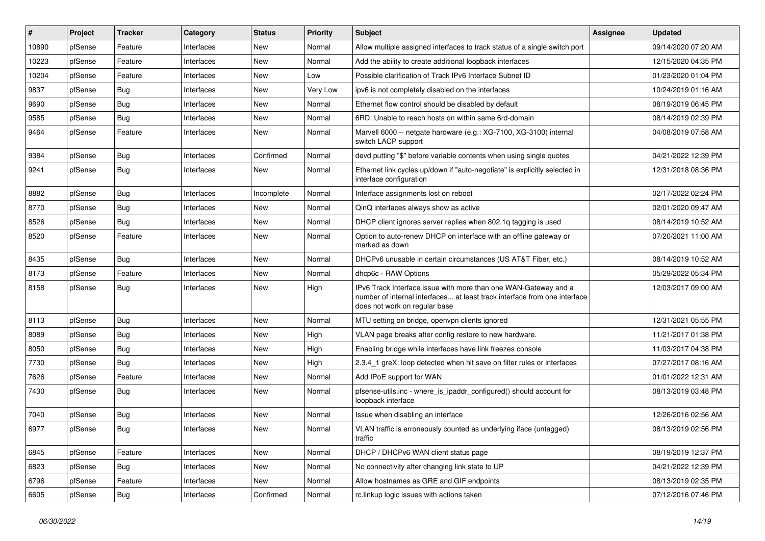| # | Project | Tracker | Category | Status | Priority | Subject | Assignee | Updated |
|---|---|---|---|---|---|---|---|---|
| 10890 | pfSense | Feature | Interfaces | New | Normal | Allow multiple assigned interfaces to track status of a single switch port | | 09/14/2020 07:20 AM |
| 10223 | pfSense | Feature | Interfaces | New | Normal | Add the ability to create additional loopback interfaces | | 12/15/2020 04:35 PM |
| 10204 | pfSense | Feature | Interfaces | New | Low | Possible clarification of Track IPv6 Interface Subnet ID | | 01/23/2020 01:04 PM |
| 9837 | pfSense | Bug | Interfaces | New | Very Low | ipv6 is not completely disabled on the interfaces | | 10/24/2019 01:16 AM |
| 9690 | pfSense | Bug | Interfaces | New | Normal | Ethernet flow control should be disabled by default | | 08/19/2019 06:45 PM |
| 9585 | pfSense | Bug | Interfaces | New | Normal | 6RD: Unable to reach hosts on within same 6rd-domain | | 08/14/2019 02:39 PM |
| 9464 | pfSense | Feature | Interfaces | New | Normal | Marvell 6000 -- netgate hardware (e.g.: XG-7100, XG-3100) internal switch LACP support | | 04/08/2019 07:58 AM |
| 9384 | pfSense | Bug | Interfaces | Confirmed | Normal | devd putting "$" before variable contents when using single quotes | | 04/21/2022 12:39 PM |
| 9241 | pfSense | Bug | Interfaces | New | Normal | Ethernet link cycles up/down if "auto-negotiate" is explicitly selected in interface configuration | | 12/31/2018 08:36 PM |
| 8882 | pfSense | Bug | Interfaces | Incomplete | Normal | Interface assignments lost on reboot | | 02/17/2022 02:24 PM |
| 8770 | pfSense | Bug | Interfaces | New | Normal | QinQ interfaces always show as active | | 02/01/2020 09:47 AM |
| 8526 | pfSense | Bug | Interfaces | New | Normal | DHCP client ignores server replies when 802.1q tagging is used | | 08/14/2019 10:52 AM |
| 8520 | pfSense | Feature | Interfaces | New | Normal | Option to auto-renew DHCP on interface with an offline gateway or marked as down | | 07/20/2021 11:00 AM |
| 8435 | pfSense | Bug | Interfaces | New | Normal | DHCPv6 unusable in certain circumstances (US AT&T Fiber, etc.) | | 08/14/2019 10:52 AM |
| 8173 | pfSense | Feature | Interfaces | New | Normal | dhcp6c - RAW Options | | 05/29/2022 05:34 PM |
| 8158 | pfSense | Bug | Interfaces | New | High | IPv6 Track Interface issue with more than one WAN-Gateway and a number of internal interfaces... at least track interface from one interface does not work on regular base | | 12/03/2017 09:00 AM |
| 8113 | pfSense | Bug | Interfaces | New | Normal | MTU setting on bridge, openvpn clients ignored | | 12/31/2021 05:55 PM |
| 8089 | pfSense | Bug | Interfaces | New | High | VLAN page breaks after config restore to new hardware. | | 11/21/2017 01:38 PM |
| 8050 | pfSense | Bug | Interfaces | New | High | Enabling bridge while interfaces have link freezes console | | 11/03/2017 04:38 PM |
| 7730 | pfSense | Bug | Interfaces | New | High | 2.3.4_1 greX: loop detected when hit save on filter rules or interfaces | | 07/27/2017 08:16 AM |
| 7626 | pfSense | Feature | Interfaces | New | Normal | Add IPoE support for WAN | | 01/01/2022 12:31 AM |
| 7430 | pfSense | Bug | Interfaces | New | Normal | pfsense-utils.inc - where_is_ipaddr_configured() should account for loopback interface | | 08/13/2019 03:48 PM |
| 7040 | pfSense | Bug | Interfaces | New | Normal | Issue when disabling an interface | | 12/26/2016 02:56 AM |
| 6977 | pfSense | Bug | Interfaces | New | Normal | VLAN traffic is erroneously counted as underlying iface (untagged) traffic | | 08/13/2019 02:56 PM |
| 6845 | pfSense | Feature | Interfaces | New | Normal | DHCP / DHCPv6 WAN client status page | | 08/19/2019 12:37 PM |
| 6823 | pfSense | Bug | Interfaces | New | Normal | No connectivity after changing link state to UP | | 04/21/2022 12:39 PM |
| 6796 | pfSense | Feature | Interfaces | New | Normal | Allow hostnames as GRE and GIF endpoints | | 08/13/2019 02:35 PM |
| 6605 | pfSense | Bug | Interfaces | Confirmed | Normal | rc.linkup logic issues with actions taken | | 07/12/2016 07:46 PM |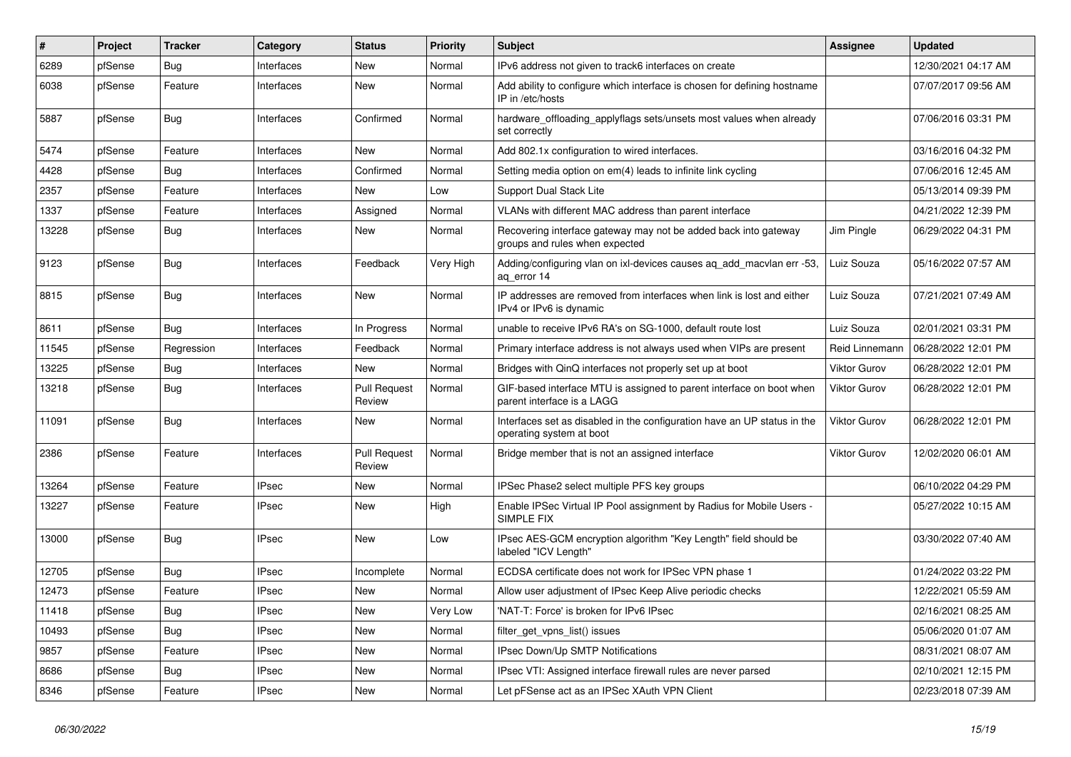| # | Project | Tracker | Category | Status | Priority | Subject | Assignee | Updated |
|---|---|---|---|---|---|---|---|---|
| 6289 | pfSense | Bug | Interfaces | New | Normal | IPv6 address not given to track6 interfaces on create | | 12/30/2021 04:17 AM |
| 6038 | pfSense | Feature | Interfaces | New | Normal | Add ability to configure which interface is chosen for defining hostname IP in /etc/hosts | | 07/07/2017 09:56 AM |
| 5887 | pfSense | Bug | Interfaces | Confirmed | Normal | hardware_offloading_applyflags sets/unsets most values when already set correctly | | 07/06/2016 03:31 PM |
| 5474 | pfSense | Feature | Interfaces | New | Normal | Add 802.1x configuration to wired interfaces. | | 03/16/2016 04:32 PM |
| 4428 | pfSense | Bug | Interfaces | Confirmed | Normal | Setting media option on em(4) leads to infinite link cycling | | 07/06/2016 12:45 AM |
| 2357 | pfSense | Feature | Interfaces | New | Low | Support Dual Stack Lite | | 05/13/2014 09:39 PM |
| 1337 | pfSense | Feature | Interfaces | Assigned | Normal | VLANs with different MAC address than parent interface | | 04/21/2022 12:39 PM |
| 13228 | pfSense | Bug | Interfaces | New | Normal | Recovering interface gateway may not be added back into gateway groups and rules when expected | Jim Pingle | 06/29/2022 04:31 PM |
| 9123 | pfSense | Bug | Interfaces | Feedback | Very High | Adding/configuring vlan on ixl-devices causes aq_add_macvlan err -53, aq_error 14 | Luiz Souza | 05/16/2022 07:57 AM |
| 8815 | pfSense | Bug | Interfaces | New | Normal | IP addresses are removed from interfaces when link is lost and either IPv4 or IPv6 is dynamic | Luiz Souza | 07/21/2021 07:49 AM |
| 8611 | pfSense | Bug | Interfaces | In Progress | Normal | unable to receive IPv6 RA's on SG-1000, default route lost | Luiz Souza | 02/01/2021 03:31 PM |
| 11545 | pfSense | Regression | Interfaces | Feedback | Normal | Primary interface address is not always used when VIPs are present | Reid Linnemann | 06/28/2022 12:01 PM |
| 13225 | pfSense | Bug | Interfaces | New | Normal | Bridges with QinQ interfaces not properly set up at boot | Viktor Gurov | 06/28/2022 12:01 PM |
| 13218 | pfSense | Bug | Interfaces | Pull Request Review | Normal | GIF-based interface MTU is assigned to parent interface on boot when parent interface is a LAGG | Viktor Gurov | 06/28/2022 12:01 PM |
| 11091 | pfSense | Bug | Interfaces | New | Normal | Interfaces set as disabled in the configuration have an UP status in the operating system at boot | Viktor Gurov | 06/28/2022 12:01 PM |
| 2386 | pfSense | Feature | Interfaces | Pull Request Review | Normal | Bridge member that is not an assigned interface | Viktor Gurov | 12/02/2020 06:01 AM |
| 13264 | pfSense | Feature | IPsec | New | Normal | IPSec Phase2 select multiple PFS key groups | | 06/10/2022 04:29 PM |
| 13227 | pfSense | Feature | IPsec | New | High | Enable IPSec Virtual IP Pool assignment by Radius for Mobile Users - SIMPLE FIX | | 05/27/2022 10:15 AM |
| 13000 | pfSense | Bug | IPsec | New | Low | IPsec AES-GCM encryption algorithm "Key Length" field should be labeled "ICV Length" | | 03/30/2022 07:40 AM |
| 12705 | pfSense | Bug | IPsec | Incomplete | Normal | ECDSA certificate does not work for IPSec VPN phase 1 | | 01/24/2022 03:22 PM |
| 12473 | pfSense | Feature | IPsec | New | Normal | Allow user adjustment of IPsec Keep Alive periodic checks | | 12/22/2021 05:59 AM |
| 11418 | pfSense | Bug | IPsec | New | Very Low | 'NAT-T: Force' is broken for IPv6 IPsec | | 02/16/2021 08:25 AM |
| 10493 | pfSense | Bug | IPsec | New | Normal | filter_get_vpns_list() issues | | 05/06/2020 01:07 AM |
| 9857 | pfSense | Feature | IPsec | New | Normal | IPsec Down/Up SMTP Notifications | | 08/31/2021 08:07 AM |
| 8686 | pfSense | Bug | IPsec | New | Normal | IPsec VTI: Assigned interface firewall rules are never parsed | | 02/10/2021 12:15 PM |
| 8346 | pfSense | Feature | IPsec | New | Normal | Let pFSense act as an IPSec XAuth VPN Client | | 02/23/2018 07:39 AM |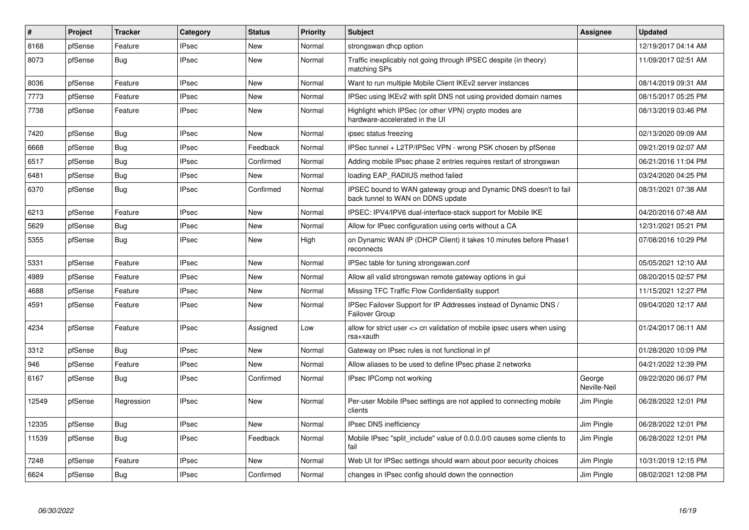| # | Project | Tracker | Category | Status | Priority | Subject | Assignee | Updated |
|---|---|---|---|---|---|---|---|---|
| 8168 | pfSense | Feature | IPsec | New | Normal | strongswan dhcp option | | 12/19/2017 04:14 AM |
| 8073 | pfSense | Bug | IPsec | New | Normal | Traffic inexplicably not going through IPSEC despite (in theory) matching SPs | | 11/09/2017 02:51 AM |
| 8036 | pfSense | Feature | IPsec | New | Normal | Want to run multiple Mobile Client IKEv2 server instances | | 08/14/2019 09:31 AM |
| 7773 | pfSense | Feature | IPsec | New | Normal | IPSec using IKEv2 with split DNS not using provided domain names | | 08/15/2017 05:25 PM |
| 7738 | pfSense | Feature | IPsec | New | Normal | Highlight which IPSec (or other VPN) crypto modes are hardware-accelerated in the UI | | 08/13/2019 03:46 PM |
| 7420 | pfSense | Bug | IPsec | New | Normal | ipsec status freezing | | 02/13/2020 09:09 AM |
| 6668 | pfSense | Bug | IPsec | Feedback | Normal | IPSec tunnel + L2TP/IPSec VPN - wrong PSK chosen by pfSense | | 09/21/2019 02:07 AM |
| 6517 | pfSense | Bug | IPsec | Confirmed | Normal | Adding mobile IPsec phase 2 entries requires restart of strongswan | | 06/21/2016 11:04 PM |
| 6481 | pfSense | Bug | IPsec | New | Normal | loading EAP_RADIUS method failed | | 03/24/2020 04:25 PM |
| 6370 | pfSense | Bug | IPsec | Confirmed | Normal | IPSEC bound to WAN gateway group and Dynamic DNS doesn't to fail back tunnel to WAN on DDNS update | | 08/31/2021 07:38 AM |
| 6213 | pfSense | Feature | IPsec | New | Normal | IPSEC: IPV4/IPV6 dual-interface-stack support for Mobile IKE | | 04/20/2016 07:48 AM |
| 5629 | pfSense | Bug | IPsec | New | Normal | Allow for IPsec configuration using certs without a CA | | 12/31/2021 05:21 PM |
| 5355 | pfSense | Bug | IPsec | New | High | on Dynamic WAN IP (DHCP Client) it takes 10 minutes before Phase1 reconnects | | 07/08/2016 10:29 PM |
| 5331 | pfSense | Feature | IPsec | New | Normal | IPSec table for tuning strongswan.conf | | 05/05/2021 12:10 AM |
| 4989 | pfSense | Feature | IPsec | New | Normal | Allow all valid strongswan remote gateway options in gui | | 08/20/2015 02:57 PM |
| 4688 | pfSense | Feature | IPsec | New | Normal | Missing TFC Traffic Flow Confidentiality support | | 11/15/2021 12:27 PM |
| 4591 | pfSense | Feature | IPsec | New | Normal | IPSec Failover Support for IP Addresses instead of Dynamic DNS / Failover Group | | 09/04/2020 12:17 AM |
| 4234 | pfSense | Feature | IPsec | Assigned | Low | allow for strict user <> cn validation of mobile ipsec users when using rsa+xauth | | 01/24/2017 06:11 AM |
| 3312 | pfSense | Bug | IPsec | New | Normal | Gateway on IPsec rules is not functional in pf | | 01/28/2020 10:09 PM |
| 946 | pfSense | Feature | IPsec | New | Normal | Allow aliases to be used to define IPsec phase 2 networks | | 04/21/2022 12:39 PM |
| 6167 | pfSense | Bug | IPsec | Confirmed | Normal | IPsec IPComp not working | George Neville-Neil | 09/22/2020 06:07 PM |
| 12549 | pfSense | Regression | IPsec | New | Normal | Per-user Mobile IPsec settings are not applied to connecting mobile clients | Jim Pingle | 06/28/2022 12:01 PM |
| 12335 | pfSense | Bug | IPsec | New | Normal | IPsec DNS inefficiency | Jim Pingle | 06/28/2022 12:01 PM |
| 11539 | pfSense | Bug | IPsec | Feedback | Normal | Mobile IPsec "split_include" value of 0.0.0.0/0 causes some clients to fail | Jim Pingle | 06/28/2022 12:01 PM |
| 7248 | pfSense | Feature | IPsec | New | Normal | Web UI for IPSec settings should warn about poor security choices | Jim Pingle | 10/31/2019 12:15 PM |
| 6624 | pfSense | Bug | IPsec | Confirmed | Normal | changes in IPsec config should down the connection | Jim Pingle | 08/02/2021 12:08 PM |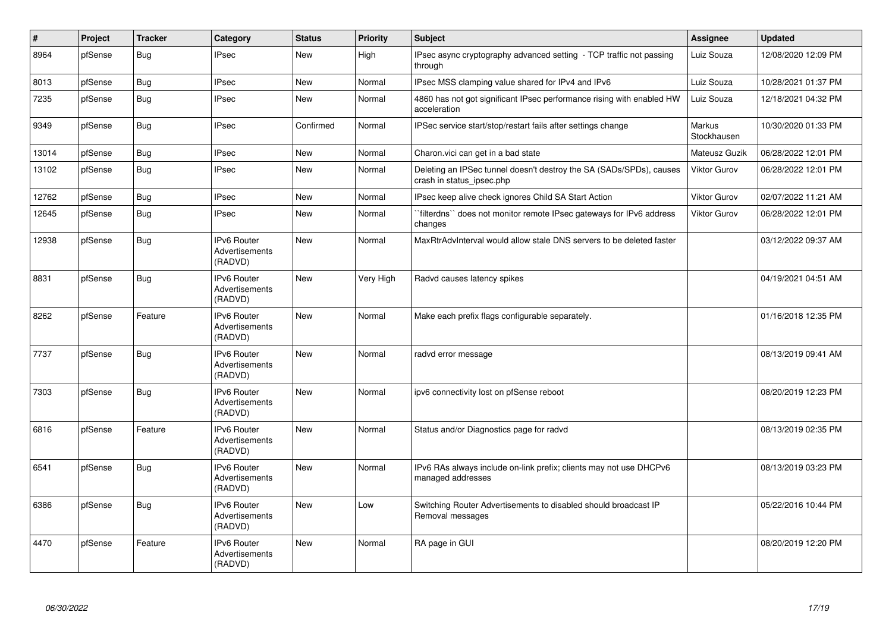| # | Project | Tracker | Category | Status | Priority | Subject | Assignee | Updated |
|---|---|---|---|---|---|---|---|---|
| 8964 | pfSense | Bug | IPsec | New | High | IPsec async cryptography advanced setting - TCP traffic not passing through | Luiz Souza | 12/08/2020 12:09 PM |
| 8013 | pfSense | Bug | IPsec | New | Normal | IPsec MSS clamping value shared for IPv4 and IPv6 | Luiz Souza | 10/28/2021 01:37 PM |
| 7235 | pfSense | Bug | IPsec | New | Normal | 4860 has not got significant IPsec performance rising with enabled HW acceleration | Luiz Souza | 12/18/2021 04:32 PM |
| 9349 | pfSense | Bug | IPsec | Confirmed | Normal | IPSec service start/stop/restart fails after settings change | Markus Stockhausen | 10/30/2020 01:33 PM |
| 13014 | pfSense | Bug | IPsec | New | Normal | Charon.vici can get in a bad state | Mateusz Guzik | 06/28/2022 12:01 PM |
| 13102 | pfSense | Bug | IPsec | New | Normal | Deleting an IPSec tunnel doesn't destroy the SA (SADs/SPDs), causes crash in status_ipsec.php | Viktor Gurov | 06/28/2022 12:01 PM |
| 12762 | pfSense | Bug | IPsec | New | Normal | IPsec keep alive check ignores Child SA Start Action | Viktor Gurov | 02/07/2022 11:21 AM |
| 12645 | pfSense | Bug | IPsec | New | Normal | ``filterdns`` does not monitor remote IPsec gateways for IPv6 address changes | Viktor Gurov | 06/28/2022 12:01 PM |
| 12938 | pfSense | Bug | IPv6 Router Advertisements (RADVD) | New | Normal | MaxRtrAdvInterval would allow stale DNS servers to be deleted faster | | 03/12/2022 09:37 AM |
| 8831 | pfSense | Bug | IPv6 Router Advertisements (RADVD) | New | Very High | Radvd causes latency spikes | | 04/19/2021 04:51 AM |
| 8262 | pfSense | Feature | IPv6 Router Advertisements (RADVD) | New | Normal | Make each prefix flags configurable separately. | | 01/16/2018 12:35 PM |
| 7737 | pfSense | Bug | IPv6 Router Advertisements (RADVD) | New | Normal | radvd error message | | 08/13/2019 09:41 AM |
| 7303 | pfSense | Bug | IPv6 Router Advertisements (RADVD) | New | Normal | ipv6 connectivity lost on pfSense reboot | | 08/20/2019 12:23 PM |
| 6816 | pfSense | Feature | IPv6 Router Advertisements (RADVD) | New | Normal | Status and/or Diagnostics page for radvd | | 08/13/2019 02:35 PM |
| 6541 | pfSense | Bug | IPv6 Router Advertisements (RADVD) | New | Normal | IPv6 RAs always include on-link prefix; clients may not use DHCPv6 managed addresses | | 08/13/2019 03:23 PM |
| 6386 | pfSense | Bug | IPv6 Router Advertisements (RADVD) | New | Low | Switching Router Advertisements to disabled should broadcast IP Removal messages | | 05/22/2016 10:44 PM |
| 4470 | pfSense | Feature | IPv6 Router Advertisements (RADVD) | New | Normal | RA page in GUI | | 08/20/2019 12:20 PM |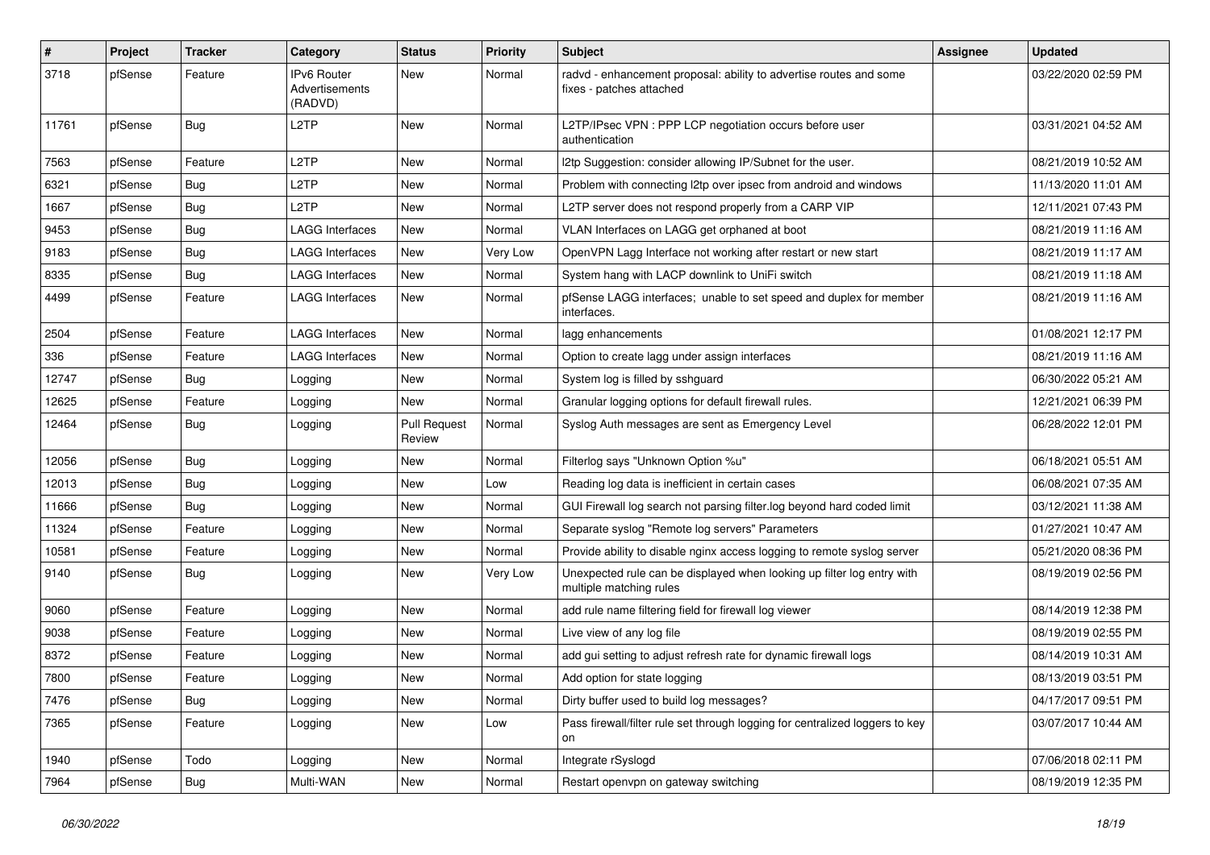| # | Project | Tracker | Category | Status | Priority | Subject | Assignee | Updated |
|---|---|---|---|---|---|---|---|---|
| 3718 | pfSense | Feature | IPv6 Router Advertisements (RADVD) | New | Normal | radvd - enhancement proposal: ability to advertise routes and some fixes - patches attached | | 03/22/2020 02:59 PM |
| 11761 | pfSense | Bug | L2TP | New | Normal | L2TP/IPsec VPN : PPP LCP negotiation occurs before user authentication | | 03/31/2021 04:52 AM |
| 7563 | pfSense | Feature | L2TP | New | Normal | l2tp Suggestion: consider allowing IP/Subnet for the user. | | 08/21/2019 10:52 AM |
| 6321 | pfSense | Bug | L2TP | New | Normal | Problem with connecting l2tp over ipsec from android and windows | | 11/13/2020 11:01 AM |
| 1667 | pfSense | Bug | L2TP | New | Normal | L2TP server does not respond properly from a CARP VIP | | 12/11/2021 07:43 PM |
| 9453 | pfSense | Bug | LAGG Interfaces | New | Normal | VLAN Interfaces on LAGG get orphaned at boot | | 08/21/2019 11:16 AM |
| 9183 | pfSense | Bug | LAGG Interfaces | New | Very Low | OpenVPN Lagg Interface not working after restart or new start | | 08/21/2019 11:17 AM |
| 8335 | pfSense | Bug | LAGG Interfaces | New | Normal | System hang with LACP downlink to UniFi switch | | 08/21/2019 11:18 AM |
| 4499 | pfSense | Feature | LAGG Interfaces | New | Normal | pfSense LAGG interfaces; unable to set speed and duplex for member interfaces. | | 08/21/2019 11:16 AM |
| 2504 | pfSense | Feature | LAGG Interfaces | New | Normal | lagg enhancements | | 01/08/2021 12:17 PM |
| 336 | pfSense | Feature | LAGG Interfaces | New | Normal | Option to create lagg under assign interfaces | | 08/21/2019 11:16 AM |
| 12747 | pfSense | Bug | Logging | New | Normal | System log is filled by sshguard | | 06/30/2022 05:21 AM |
| 12625 | pfSense | Feature | Logging | New | Normal | Granular logging options for default firewall rules. | | 12/21/2021 06:39 PM |
| 12464 | pfSense | Bug | Logging | Pull Request Review | Normal | Syslog Auth messages are sent as Emergency Level | | 06/28/2022 12:01 PM |
| 12056 | pfSense | Bug | Logging | New | Normal | Filterlog says "Unknown Option %u" | | 06/18/2021 05:51 AM |
| 12013 | pfSense | Bug | Logging | New | Low | Reading log data is inefficient in certain cases | | 06/08/2021 07:35 AM |
| 11666 | pfSense | Bug | Logging | New | Normal | GUI Firewall log search not parsing filter.log beyond hard coded limit | | 03/12/2021 11:38 AM |
| 11324 | pfSense | Feature | Logging | New | Normal | Separate syslog "Remote log servers" Parameters | | 01/27/2021 10:47 AM |
| 10581 | pfSense | Feature | Logging | New | Normal | Provide ability to disable nginx access logging to remote syslog server | | 05/21/2020 08:36 PM |
| 9140 | pfSense | Bug | Logging | New | Very Low | Unexpected rule can be displayed when looking up filter log entry with multiple matching rules | | 08/19/2019 02:56 PM |
| 9060 | pfSense | Feature | Logging | New | Normal | add rule name filtering field for firewall log viewer | | 08/14/2019 12:38 PM |
| 9038 | pfSense | Feature | Logging | New | Normal | Live view of any log file | | 08/19/2019 02:55 PM |
| 8372 | pfSense | Feature | Logging | New | Normal | add gui setting to adjust refresh rate for dynamic firewall logs | | 08/14/2019 10:31 AM |
| 7800 | pfSense | Feature | Logging | New | Normal | Add option for state logging | | 08/13/2019 03:51 PM |
| 7476 | pfSense | Bug | Logging | New | Normal | Dirty buffer used to build log messages? | | 04/17/2017 09:51 PM |
| 7365 | pfSense | Feature | Logging | New | Low | Pass firewall/filter rule set through logging for centralized loggers to key on | | 03/07/2017 10:44 AM |
| 1940 | pfSense | Todo | Logging | New | Normal | Integrate rSyslogd | | 07/06/2018 02:11 PM |
| 7964 | pfSense | Bug | Multi-WAN | New | Normal | Restart openvpn on gateway switching | | 08/19/2019 12:35 PM |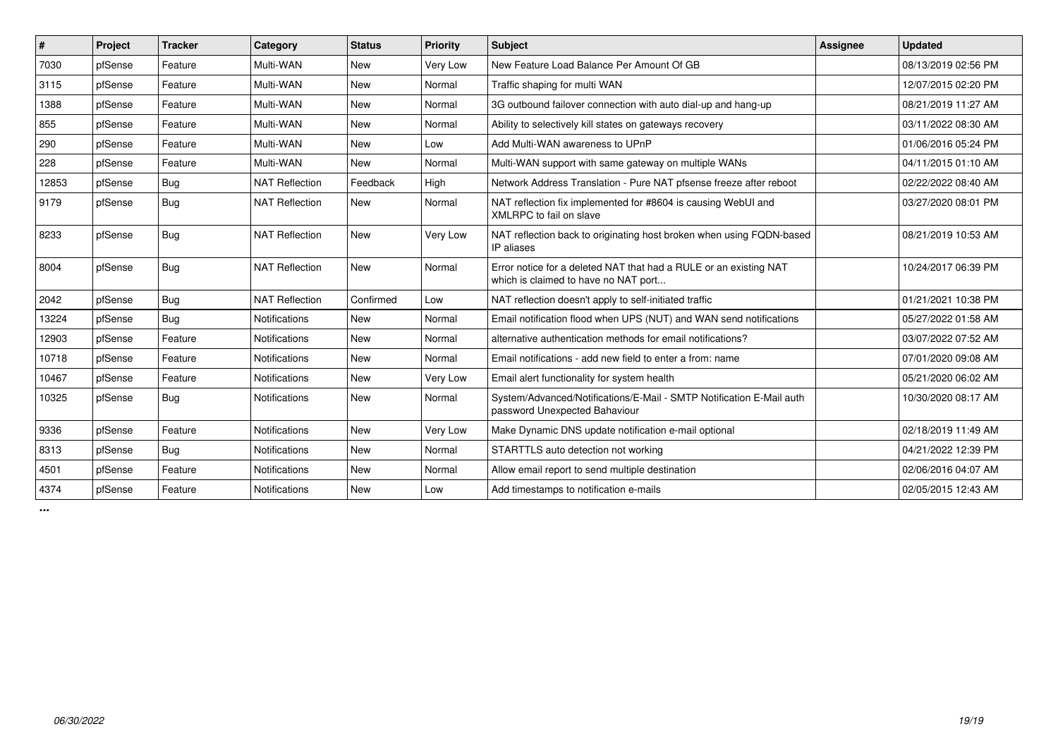| # | Project | Tracker | Category | Status | Priority | Subject | Assignee | Updated |
|---|---|---|---|---|---|---|---|---|
| 7030 | pfSense | Feature | Multi-WAN | New | Very Low | New Feature Load Balance Per Amount Of GB | | 08/13/2019 02:56 PM |
| 3115 | pfSense | Feature | Multi-WAN | New | Normal | Traffic shaping for multi WAN | | 12/07/2015 02:20 PM |
| 1388 | pfSense | Feature | Multi-WAN | New | Normal | 3G outbound failover connection with auto dial-up and hang-up | | 08/21/2019 11:27 AM |
| 855 | pfSense | Feature | Multi-WAN | New | Normal | Ability to selectively kill states on gateways recovery | | 03/11/2022 08:30 AM |
| 290 | pfSense | Feature | Multi-WAN | New | Low | Add Multi-WAN awareness to UPnP | | 01/06/2016 05:24 PM |
| 228 | pfSense | Feature | Multi-WAN | New | Normal | Multi-WAN support with same gateway on multiple WANs | | 04/11/2015 01:10 AM |
| 12853 | pfSense | Bug | NAT Reflection | Feedback | High | Network Address Translation - Pure NAT pfsense freeze after reboot | | 02/22/2022 08:40 AM |
| 9179 | pfSense | Bug | NAT Reflection | New | Normal | NAT reflection fix implemented for #8604 is causing WebUI and XMLRPC to fail on slave | | 03/27/2020 08:01 PM |
| 8233 | pfSense | Bug | NAT Reflection | New | Very Low | NAT reflection back to originating host broken when using FQDN-based IP aliases | | 08/21/2019 10:53 AM |
| 8004 | pfSense | Bug | NAT Reflection | New | Normal | Error notice for a deleted NAT that had a RULE or an existing NAT which is claimed to have no NAT port... | | 10/24/2017 06:39 PM |
| 2042 | pfSense | Bug | NAT Reflection | Confirmed | Low | NAT reflection doesn't apply to self-initiated traffic | | 01/21/2021 10:38 PM |
| 13224 | pfSense | Bug | Notifications | New | Normal | Email notification flood when UPS (NUT) and WAN send notifications | | 05/27/2022 01:58 AM |
| 12903 | pfSense | Feature | Notifications | New | Normal | alternative authentication methods for email notifications? | | 03/07/2022 07:52 AM |
| 10718 | pfSense | Feature | Notifications | New | Normal | Email notifications - add new field to enter a from: name | | 07/01/2020 09:08 AM |
| 10467 | pfSense | Feature | Notifications | New | Very Low | Email alert functionality for system health | | 05/21/2020 06:02 AM |
| 10325 | pfSense | Bug | Notifications | New | Normal | System/Advanced/Notifications/E-Mail - SMTP Notification E-Mail auth password Unexpected Bahaviour | | 10/30/2020 08:17 AM |
| 9336 | pfSense | Feature | Notifications | New | Very Low | Make Dynamic DNS update notification e-mail optional | | 02/18/2019 11:49 AM |
| 8313 | pfSense | Bug | Notifications | New | Normal | STARTTLS auto detection not working | | 04/21/2022 12:39 PM |
| 4501 | pfSense | Feature | Notifications | New | Normal | Allow email report to send multiple destination | | 02/06/2016 04:07 AM |
| 4374 | pfSense | Feature | Notifications | New | Low | Add timestamps to notification e-mails | | 02/05/2015 12:43 AM |

...